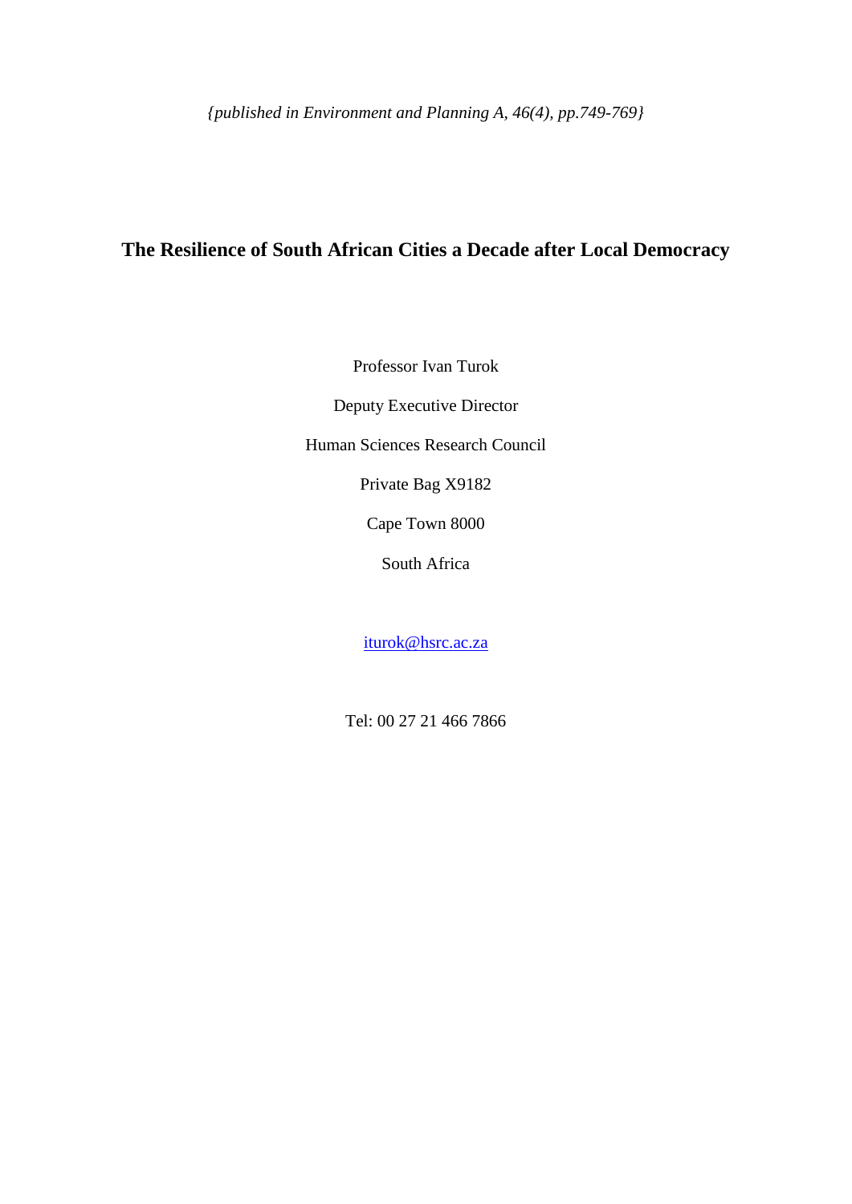*{published in Environment and Planning A, 46(4), pp.749-769}*

# The Resilience of South African Cities a Decade after Local Democracy

Professor Ivan Turok

Deputy Executive Director

Human Sciences Research Council

Private Bag X9182

Cape Town 8000

South Africa

iturok@hsrc.ac.za

Tel: 00 27 21 466 7866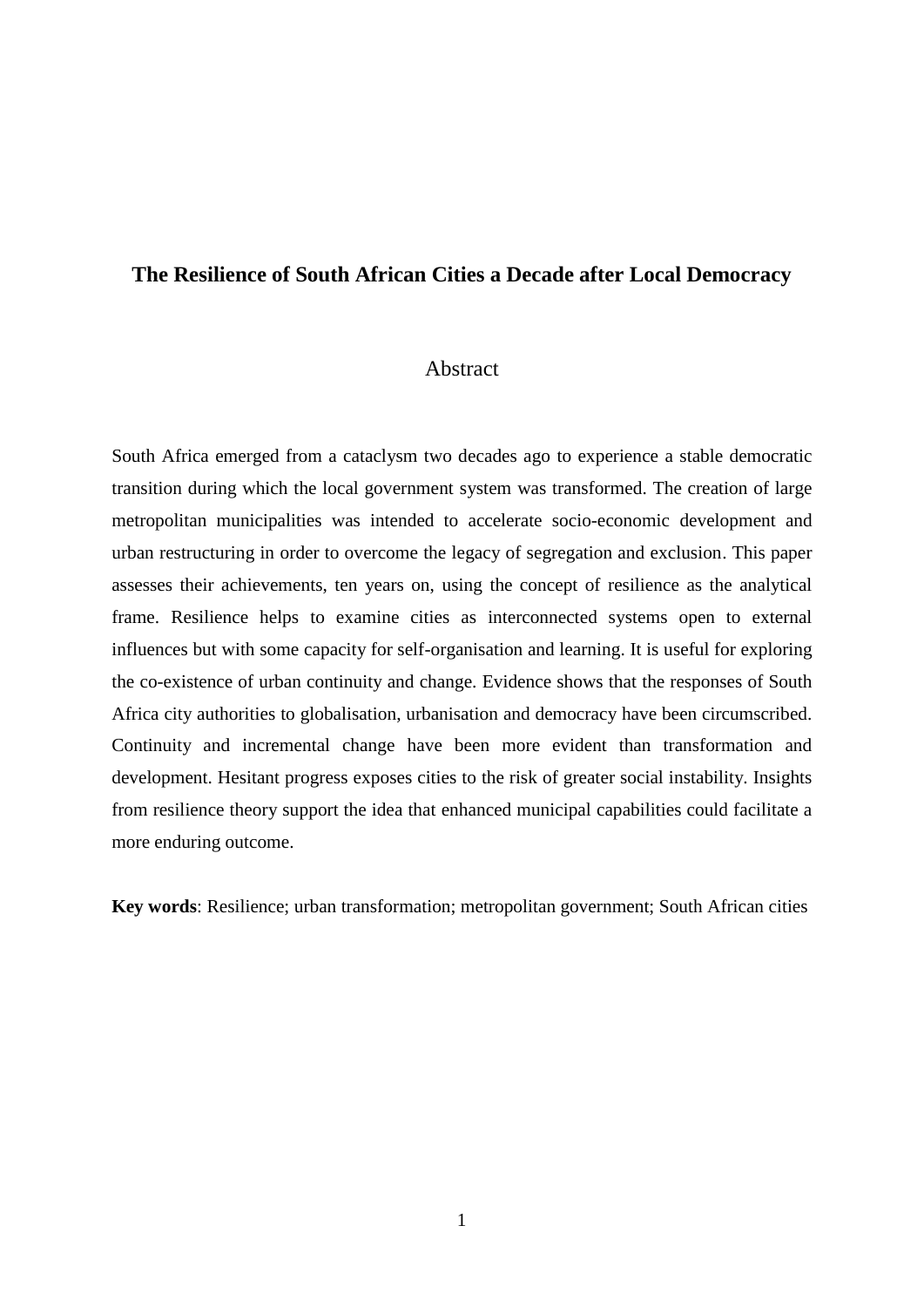# The Resilience of South African Cities a Decade after Local Democracy

## Abstract

South Africa emerged from a cataclysm two decades ago to experience a stable democratic transition during which the local government system was transformed. The creation of large metropolitan municipalities was intended to accelerate socio-economic development and urban restructuring in order to overcome the legacy of segregation and exclusion. This paper assesses their achievements, ten years on, using the concept of resilience as the analytical frame. Resilience helps to examine cities as interconnected systems open to external influences but with some capacity for self-organisation and learning. It is useful for exploring the co-existence of urban continuity and change. Evidence shows that the responses of South Africa city authorities to globalisation, urbanisation and democracy have been circumscribed. Continuity and incremental change have been more evident than transformation and development. Hesitant progress exposes cities to the risk of greater social instability. Insights from resilience theory support the idea that enhanced municipal capabilities could facilitate a more enduring outcome.

**Key words**: Resilience; urban transformation; metropolitan government; South African cities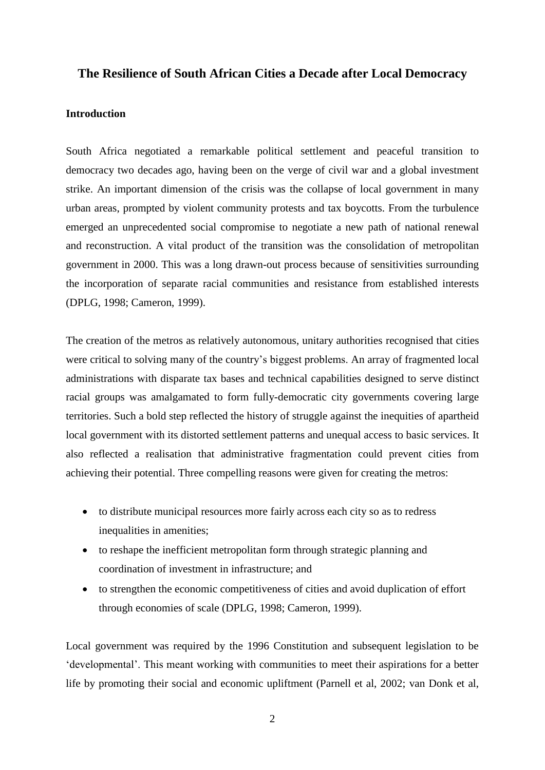# The Resilience of South African Cities a Decade after Local Democracy

## Introduction

South Africa negotiated a remarkable political settlement and peaceful transition to democracy two decades ago, having been on the verge of civil war and a global investment strike. An important dimension of the crisis was the collapse of local government in many urban areas, prompted by violent community protests and tax boycotts. From the turbulence emerged an unprecedented social compromise to negotiate a new path of national renewal and reconstruction. A vital product of the transition was the consolidation of metropolitan government in 2000. This was a long drawn-out process because of sensitivities surrounding the incorporation of separate racial communities and resistance from established interests (DPLG, 1998; Cameron, 1999).

The creation of the metros as relatively autonomous, unitary authorities recognised that cities were critical to solving many of the country's biggest problems. An array of fragmented local administrations with disparate tax bases and technical capabilities designed to serve distinct racial groups was amalgamated to form fully-democratic city governments covering large territories. Such a bold step reflected the history of struggle against the inequities of apartheid local government with its distorted settlement patterns and unequal access to basic services. It also reflected a realisation that administrative fragmentation could prevent cities from achieving their potential. Three compelling reasons were given for creating the metros:

- to distribute municipal resources more fairly across each city so as to redress inequalities in amenities;
- to reshape the inefficient metropolitan form through strategic planning and coordination of investment in infrastructure; and
- to strengthen the economic competitiveness of cities and avoid duplication of effort through economies of scale (DPLG, 1998; Cameron, 1999).

Local government was required by the 1996 Constitution and subsequent legislation to be 'developmental'. This meant working with communities to meet their aspirations for a better life by promoting their social and economic upliftment (Parnell et al, 2002; van Donk et al,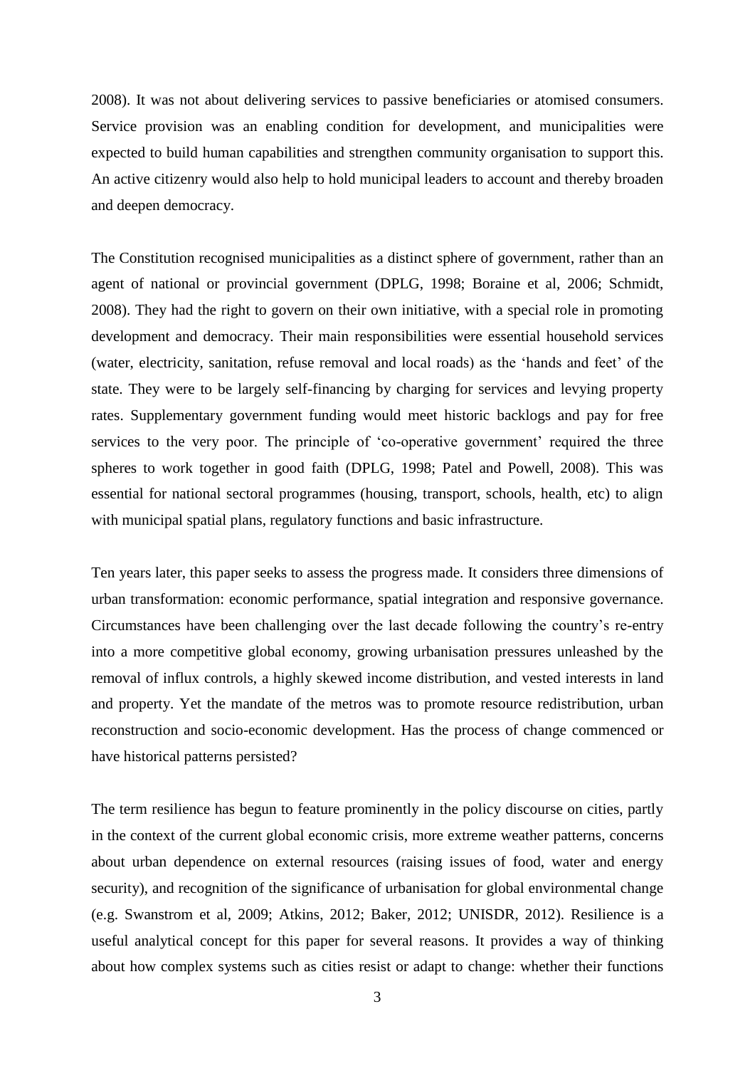2008). It was not about delivering services to passive beneficiaries or atomised consumers. Service provision was an enabling condition for development, and municipalities were expected to build human capabilities and strengthen community organisation to support this. An active citizenry would also help to hold municipal leaders to account and thereby broaden and deepen democracy.

The Constitution recognised municipalities as a distinct sphere of government, rather than an agent of national or provincial government (DPLG, 1998; Boraine et al, 2006; Schmidt, 2008). They had the right to govern on their own initiative, with a special role in promoting development and democracy. Their main responsibilities were essential household services (water, electricity, sanitation, refuse removal and local roads) as the 'hands and feet' of the state. They were to be largely self-financing by charging for services and levying property rates. Supplementary government funding would meet historic backlogs and pay for free services to the very poor. The principle of 'co-operative government' required the three spheres to work together in good faith (DPLG, 1998; Patel and Powell, 2008). This was essential for national sectoral programmes (housing, transport, schools, health, etc) to align with municipal spatial plans, regulatory functions and basic infrastructure.

Ten years later, this paper seeks to assess the progress made. It considers three dimensions of urban transformation: economic performance, spatial integration and responsive governance. Circumstances have been challenging over the last decade following the country's re-entry into a more competitive global economy, growing urbanisation pressures unleashed by the removal of influx controls, a highly skewed income distribution, and vested interests in land and property. Yet the mandate of the metros was to promote resource redistribution, urban reconstruction and socio-economic development. Has the process of change commenced or have historical patterns persisted?

The term resilience has begun to feature prominently in the policy discourse on cities, partly in the context of the current global economic crisis, more extreme weather patterns, concerns about urban dependence on external resources (raising issues of food, water and energy security), and recognition of the significance of urbanisation for global environmental change (e.g. Swanstrom et al, 2009; Atkins, 2012; Baker, 2012; UNISDR, 2012). Resilience is a useful analytical concept for this paper for several reasons. It provides a way of thinking about how complex systems such as cities resist or adapt to change: whether their functions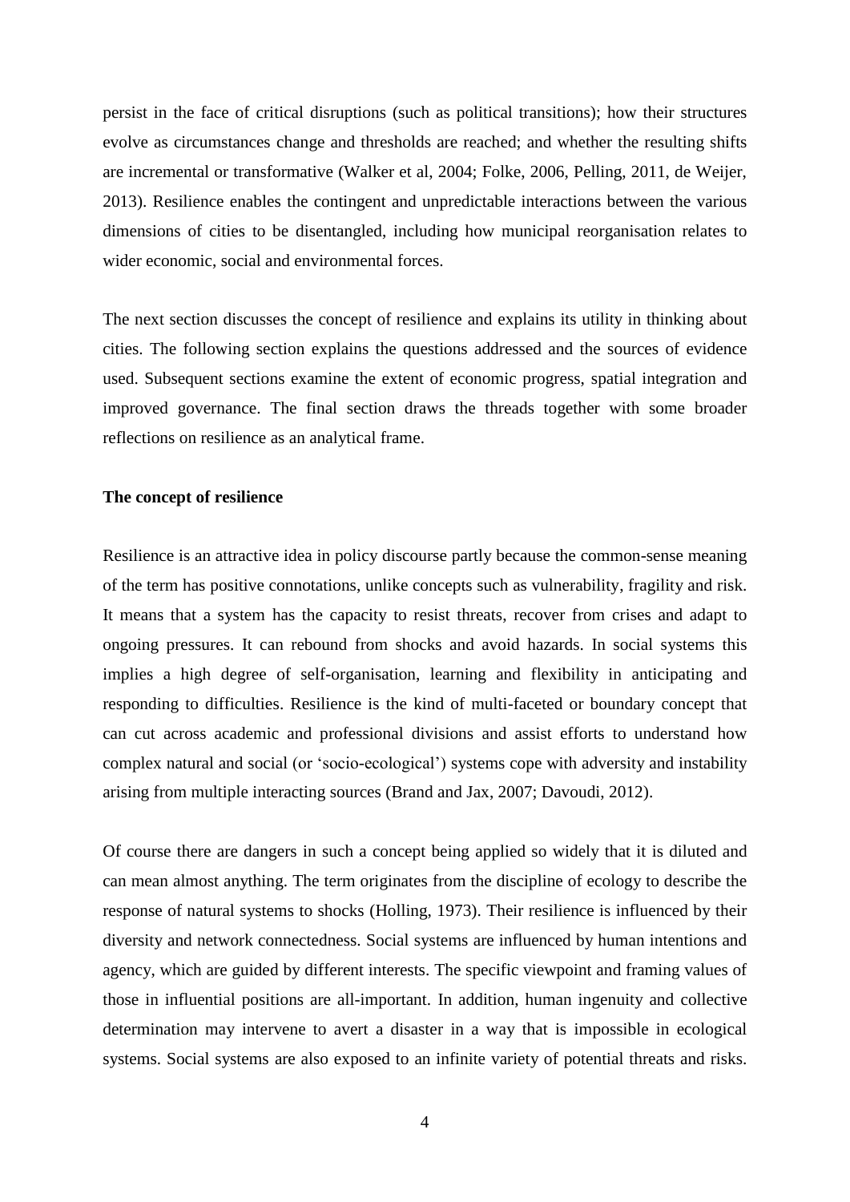persist in the face of critical disruptions (such as political transitions); how their structures evolve as circumstances change and thresholds are reached; and whether the resulting shifts are incremental or transformative (Walker et al, 2004; Folke, 2006, Pelling, 2011, de Weijer, 2013). Resilience enables the contingent and unpredictable interactions between the various dimensions of cities to be disentangled, including how municipal reorganisation relates to wider economic, social and environmental forces.

The next section discusses the concept of resilience and explains its utility in thinking about cities. The following section explains the questions addressed and the sources of evidence used. Subsequent sections examine the extent of economic progress, spatial integration and improved governance. The final section draws the threads together with some broader reflections on resilience as an analytical frame.

**The concept of resilience**

Resilience is an attractive idea in policy discourse partly because the common-sense meaning of the term has positive connotations, unlike concepts such as vulnerability, fragility and risk. It means that a system has the capacity to resist threats, recover from crises and adapt to ongoing pressures. It can rebound from shocks and avoid hazards. In social systems this implies a high degree of self-organisation, learning and flexibility in anticipating and responding to difficulties. Resilience is the kind of multi-faceted or boundary concept that can cut across academic and professional divisions and assist efforts to understand how complex natural and social (or 'socio-ecological') systems cope with adversity and instability arising from multiple interacting sources (Brand and Jax, 2007; Davoudi, 2012).

Of course there are dangers in such a concept being applied so widely that it is diluted and can mean almost anything. The term originates from the discipline of ecology to describe the response of natural systems to shocks (Holling, 1973). Their resilience is influenced by their diversity and network connectedness. Social systems are influenced by human intentions and agency, which are guided by different interests. The specific viewpoint and framing values of those in influential positions are all-important. In addition, human ingenuity and collective determination may intervene to avert a disaster in a way that is impossible in ecological systems. Social systems are also exposed to an infinite variety of potential threats and risks.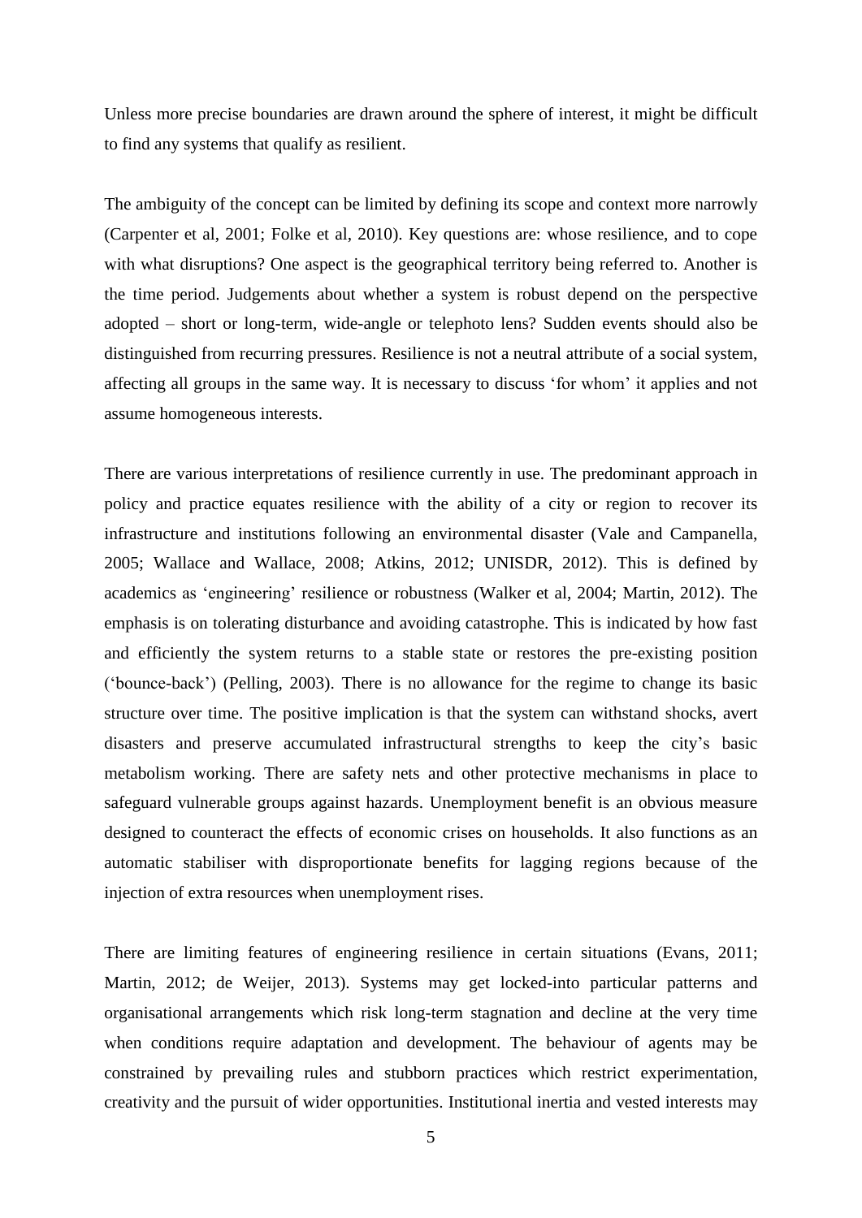Unless more precise boundaries are drawn around the sphere of interest, it might be difficult to find any systems that qualify as resilient.

The ambiguity of the concept can be limited by defining its scope and context more narrowly (Carpenter et al, 2001; Folke et al, 2010). Key questions are: whose resilience, and to cope with what disruptions? One aspect is the geographical territory being referred to. Another is the time period. Judgements about whether a system is robust depend on the perspective adopted – short or long-term, wide-angle or telephoto lens? Sudden events should also be distinguished from recurring pressures. Resilience is not a neutral attribute of a social system, affecting all groups in the same way. It is necessary to discuss 'for whom' it applies and not assume homogeneous interests.

There are various interpretations of resilience currently in use. The predominant approach in policy and practice equates resilience with the ability of a city or region to recover its infrastructure and institutions following an environmental disaster (Vale and Campanella, 2005; Wallace and Wallace, 2008; Atkins, 2012; UNISDR, 2012). This is defined by academics as 'engineering' resilience or robustness (Walker et al, 2004; Martin, 2012). The emphasis is on tolerating disturbance and avoiding catastrophe. This is indicated by how fast and efficiently the system returns to a stable state or restores the pre-existing position ('bounce-back') (Pelling, 2003). There is no allowance for the regime to change its basic structure over time. The positive implication is that the system can withstand shocks, avert disasters and preserve accumulated infrastructural strengths to keep the city's basic metabolism working. There are safety nets and other protective mechanisms in place to safeguard vulnerable groups against hazards. Unemployment benefit is an obvious measure designed to counteract the effects of economic crises on households. It also functions as an automatic stabiliser with disproportionate benefits for lagging regions because of the injection of extra resources when unemployment rises.

There are limiting features of engineering resilience in certain situations (Evans, 2011; Martin, 2012; de Weijer, 2013). Systems may get locked-into particular patterns and organisational arrangements which risk long-term stagnation and decline at the very time when conditions require adaptation and development. The behaviour of agents may be constrained by prevailing rules and stubborn practices which restrict experimentation, creativity and the pursuit of wider opportunities. Institutional inertia and vested interests may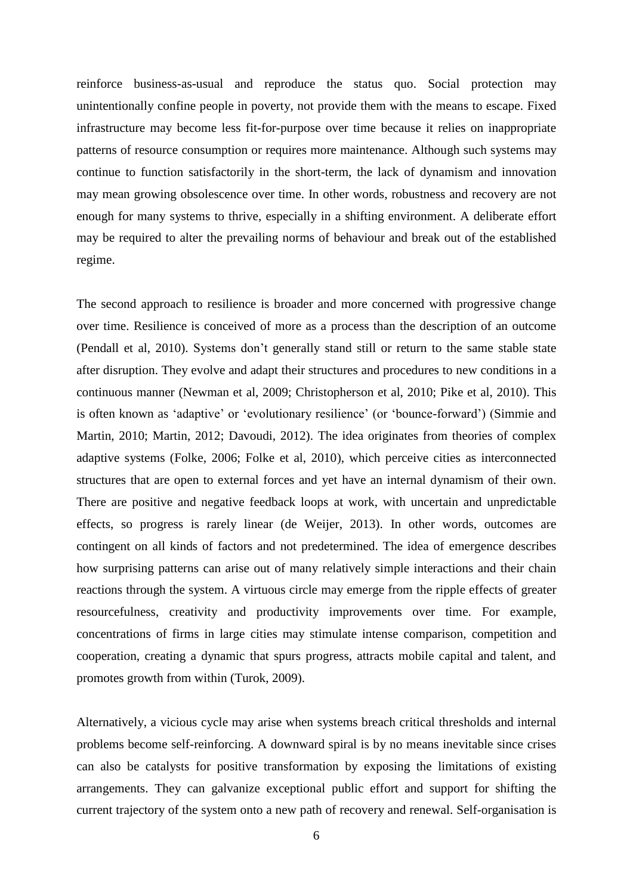reinforce business-as-usual and reproduce the status quo. Social protection may unintentionally confine people in poverty, not provide them with the means to escape. Fixed infrastructure may become less fit-for-purpose over time because it relies on inappropriate patterns of resource consumption or requires more maintenance. Although such systems may continue to function satisfactorily in the short-term, the lack of dynamism and innovation may mean growing obsolescence over time. In other words, robustness and recovery are not enough for many systems to thrive, especially in a shifting environment. A deliberate effort may be required to alter the prevailing norms of behaviour and break out of the established regime.

The second approach to resilience is broader and more concerned with progressive change over time. Resilience is conceived of more as a process than the description of an outcome (Pendall et al, 2010). Systems don't generally stand still or return to the same stable state after disruption. They evolve and adapt their structures and procedures to new conditions in a continuous manner (Newman et al, 2009; Christopherson et al, 2010; Pike et al, 2010). This is often known as 'adaptive' or 'evolutionary resilience' (or 'bounce-forward') (Simmie and Martin, 2010; Martin, 2012; Davoudi, 2012). The idea originates from theories of complex adaptive systems (Folke, 2006; Folke et al, 2010), which perceive cities as interconnected structures that are open to external forces and yet have an internal dynamism of their own. There are positive and negative feedback loops at work, with uncertain and unpredictable effects, so progress is rarely linear (de Weijer, 2013). In other words, outcomes are contingent on all kinds of factors and not predetermined. The idea of emergence describes how surprising patterns can arise out of many relatively simple interactions and their chain reactions through the system. A virtuous circle may emerge from the ripple effects of greater resourcefulness, creativity and productivity improvements over time. For example, concentrations of firms in large cities may stimulate intense comparison, competition and cooperation, creating a dynamic that spurs progress, attracts mobile capital and talent, and promotes growth from within (Turok, 2009).

Alternatively, a vicious cycle may arise when systems breach critical thresholds and internal problems become self-reinforcing. A downward spiral is by no means inevitable since crises can also be catalysts for positive transformation by exposing the limitations of existing arrangements. They can galvanize exceptional public effort and support for shifting the current trajectory of the system onto a new path of recovery and renewal. Self-organisation is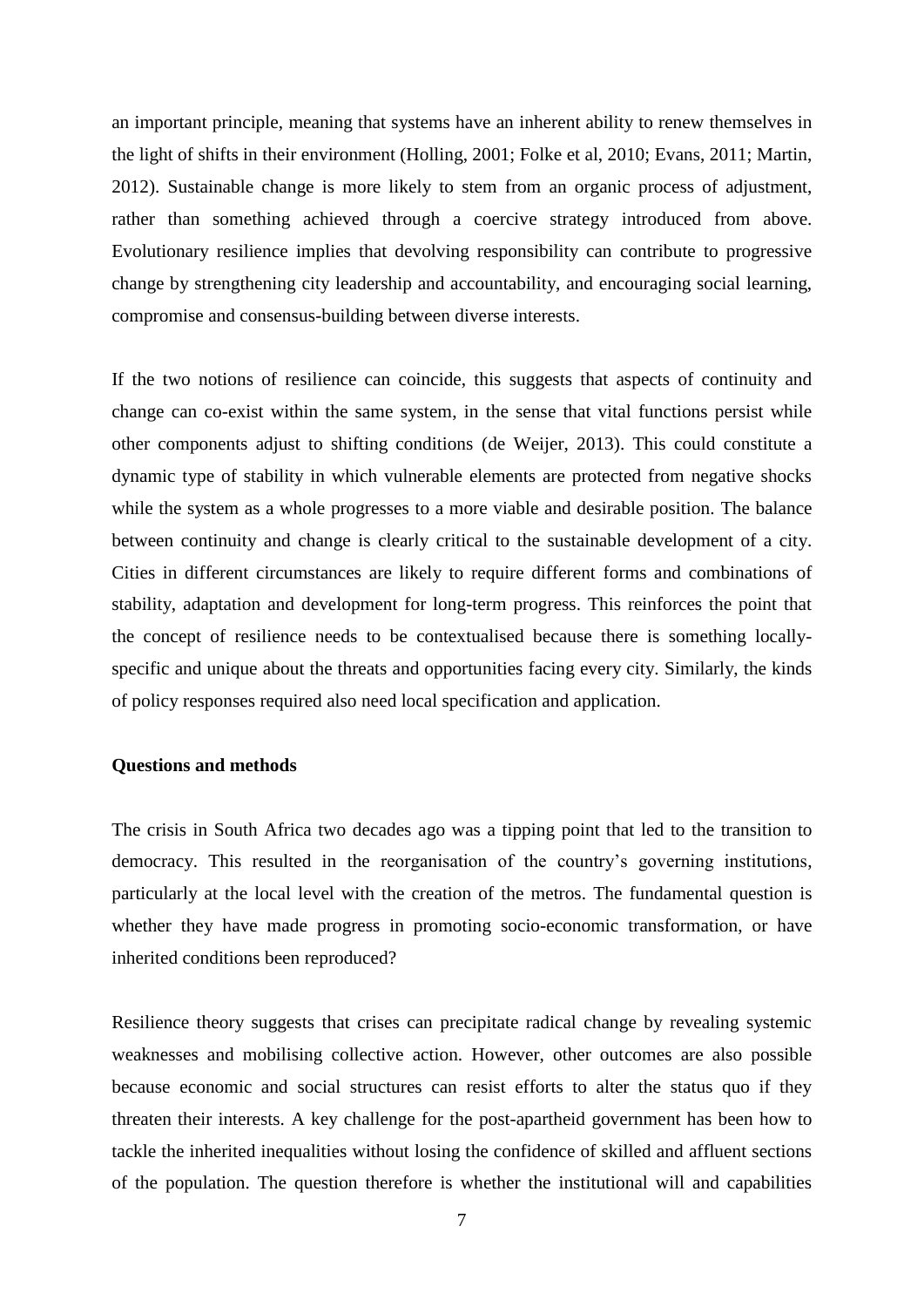an important principle, meaning that systems have an inherent ability to renew themselves in the light of shifts in their environment (Holling, 2001; Folke et al, 2010; Evans, 2011; Martin, 2012). Sustainable change is more likely to stem from an organic process of adjustment, rather than something achieved through a coercive strategy introduced from above. Evolutionary resilience implies that devolving responsibility can contribute to progressive change by strengthening city leadership and accountability, and encouraging social learning, compromise and consensus-building between diverse interests.

If the two notions of resilience can coincide, this suggests that aspects of continuity and change can co-exist within the same system, in the sense that vital functions persist while other components adjust to shifting conditions (de Weijer, 2013). This could constitute a dynamic type of stability in which vulnerable elements are protected from negative shocks while the system as a whole progresses to a more viable and desirable position. The balance between continuity and change is clearly critical to the sustainable development of a city. Cities in different circumstances are likely to require different forms and combinations of stability, adaptation and development for long-term progress. This reinforces the point that the concept of resilience needs to be contextualised because there is something locally-specific and unique about the threats and opportunities facing every city. Similarly, the kinds of policy responses required also need local specification and application.

**Questions and methods**

The crisis in South Africa two decades ago was a tipping point that led to the transition to democracy. This resulted in the reorganisation of the country's governing institutions, particularly at the local level with the creation of the metros. The fundamental question is whether they have made progress in promoting socio-economic transformation, or have inherited conditions been reproduced?

Resilience theory suggests that crises can precipitate radical change by revealing systemic weaknesses and mobilising collective action. However, other outcomes are also possible because economic and social structures can resist efforts to alter the status quo if they threaten their interests. A key challenge for the post-apartheid government has been how to tackle the inherited inequalities without losing the confidence of skilled and affluent sections of the population. The question therefore is whether the institutional will and capabilities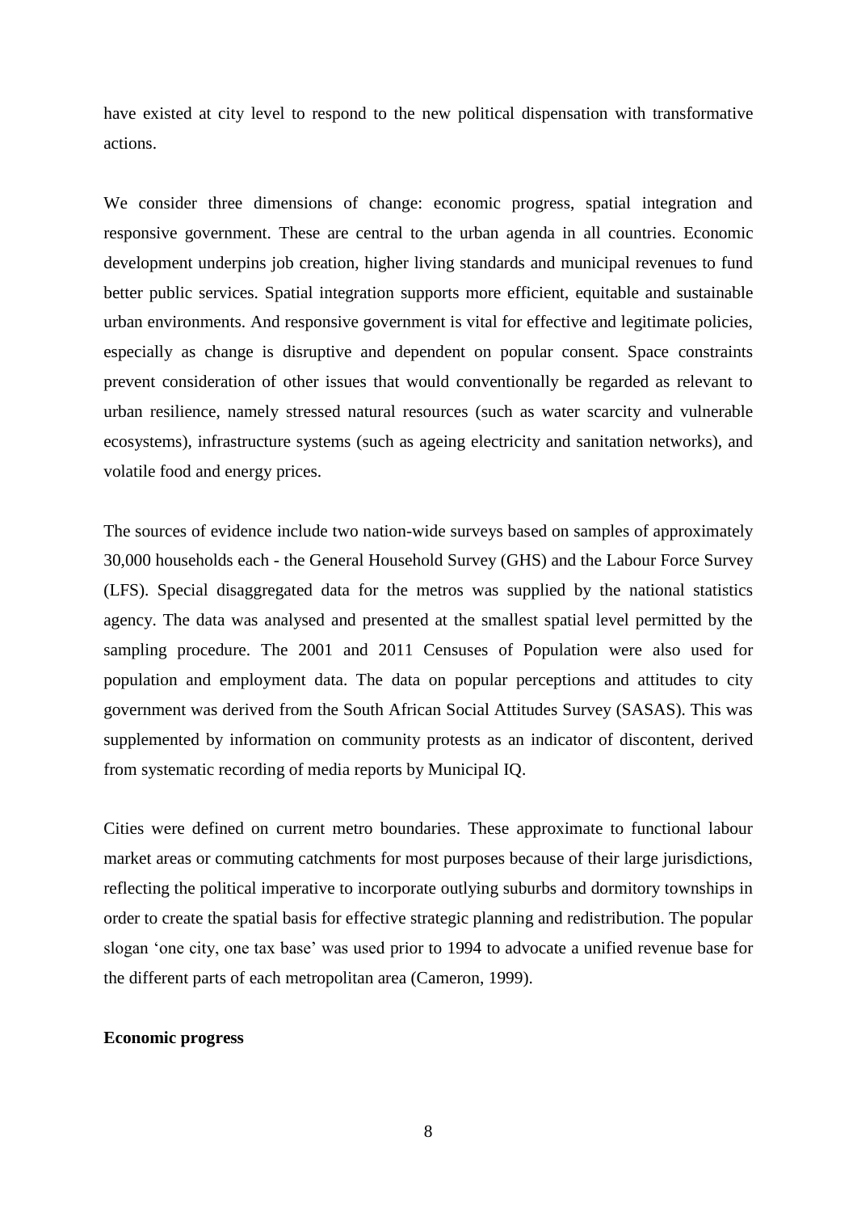have existed at city level to respond to the new political dispensation with transformative actions.

We consider three dimensions of change: economic progress, spatial integration and responsive government. These are central to the urban agenda in all countries. Economic development underpins job creation, higher living standards and municipal revenues to fund better public services. Spatial integration supports more efficient, equitable and sustainable urban environments. And responsive government is vital for effective and legitimate policies, especially as change is disruptive and dependent on popular consent. Space constraints prevent consideration of other issues that would conventionally be regarded as relevant to urban resilience, namely stressed natural resources (such as water scarcity and vulnerable ecosystems), infrastructure systems (such as ageing electricity and sanitation networks), and volatile food and energy prices.

The sources of evidence include two nation-wide surveys based on samples of approximately 30,000 households each - the General Household Survey (GHS) and the Labour Force Survey (LFS). Special disaggregated data for the metros was supplied by the national statistics agency. The data was analysed and presented at the smallest spatial level permitted by the sampling procedure. The 2001 and 2011 Censuses of Population were also used for population and employment data. The data on popular perceptions and attitudes to city government was derived from the South African Social Attitudes Survey (SASAS). This was supplemented by information on community protests as an indicator of discontent, derived from systematic recording of media reports by Municipal IQ.

Cities were defined on current metro boundaries. These approximate to functional labour market areas or commuting catchments for most purposes because of their large jurisdictions, reflecting the political imperative to incorporate outlying suburbs and dormitory townships in order to create the spatial basis for effective strategic planning and redistribution. The popular slogan 'one city, one tax base' was used prior to 1994 to advocate a unified revenue base for the different parts of each metropolitan area (Cameron, 1999).

**Economic progress**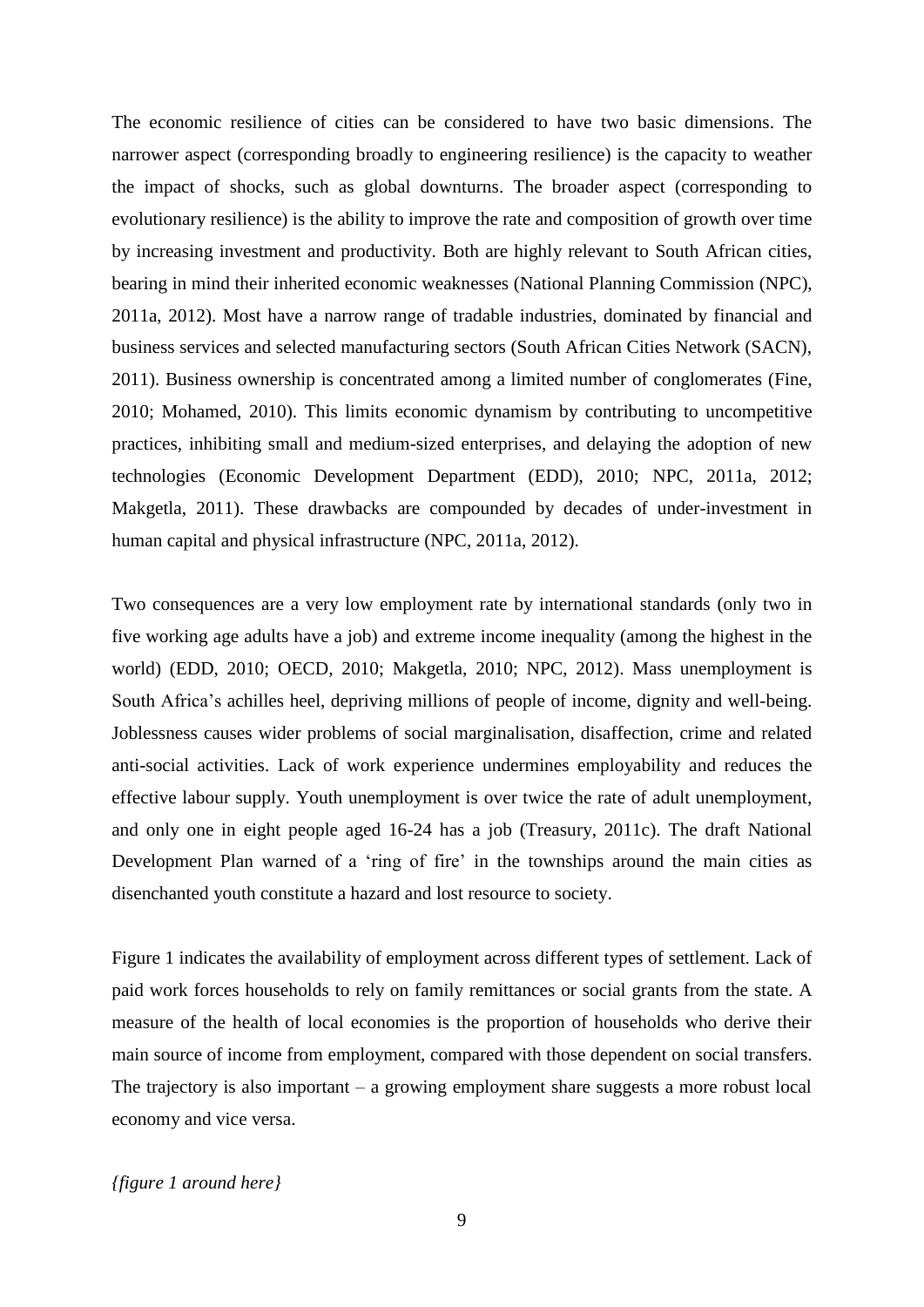The economic resilience of cities can be considered to have two basic dimensions. The narrower aspect (corresponding broadly to engineering resilience) is the capacity to weather the impact of shocks, such as global downturns. The broader aspect (corresponding to evolutionary resilience) is the ability to improve the rate and composition of growth over time by increasing investment and productivity. Both are highly relevant to South African cities, bearing in mind their inherited economic weaknesses (National Planning Commission (NPC), 2011a, 2012). Most have a narrow range of tradable industries, dominated by financial and business services and selected manufacturing sectors (South African Cities Network (SACN), 2011). Business ownership is concentrated among a limited number of conglomerates (Fine, 2010; Mohamed, 2010). This limits economic dynamism by contributing to uncompetitive practices, inhibiting small and medium-sized enterprises, and delaying the adoption of new technologies (Economic Development Department (EDD), 2010; NPC, 2011a, 2012; Makgetla, 2011). These drawbacks are compounded by decades of under-investment in human capital and physical infrastructure (NPC, 2011a, 2012).

Two consequences are a very low employment rate by international standards (only two in five working age adults have a job) and extreme income inequality (among the highest in the world) (EDD, 2010; OECD, 2010; Makgetla, 2010; NPC, 2012). Mass unemployment is South Africa's achilles heel, depriving millions of people of income, dignity and well-being. Joblessness causes wider problems of social marginalisation, disaffection, crime and related anti-social activities. Lack of work experience undermines employability and reduces the effective labour supply. Youth unemployment is over twice the rate of adult unemployment, and only one in eight people aged 16-24 has a job (Treasury, 2011c). The draft National Development Plan warned of a 'ring of fire' in the townships around the main cities as disenchanted youth constitute a hazard and lost resource to society.

Figure 1 indicates the availability of employment across different types of settlement. Lack of paid work forces households to rely on family remittances or social grants from the state. A measure of the health of local economies is the proportion of households who derive their main source of income from employment, compared with those dependent on social transfers. The trajectory is also important – a growing employment share suggests a more robust local economy and vice versa.

*{figure 1 around here}*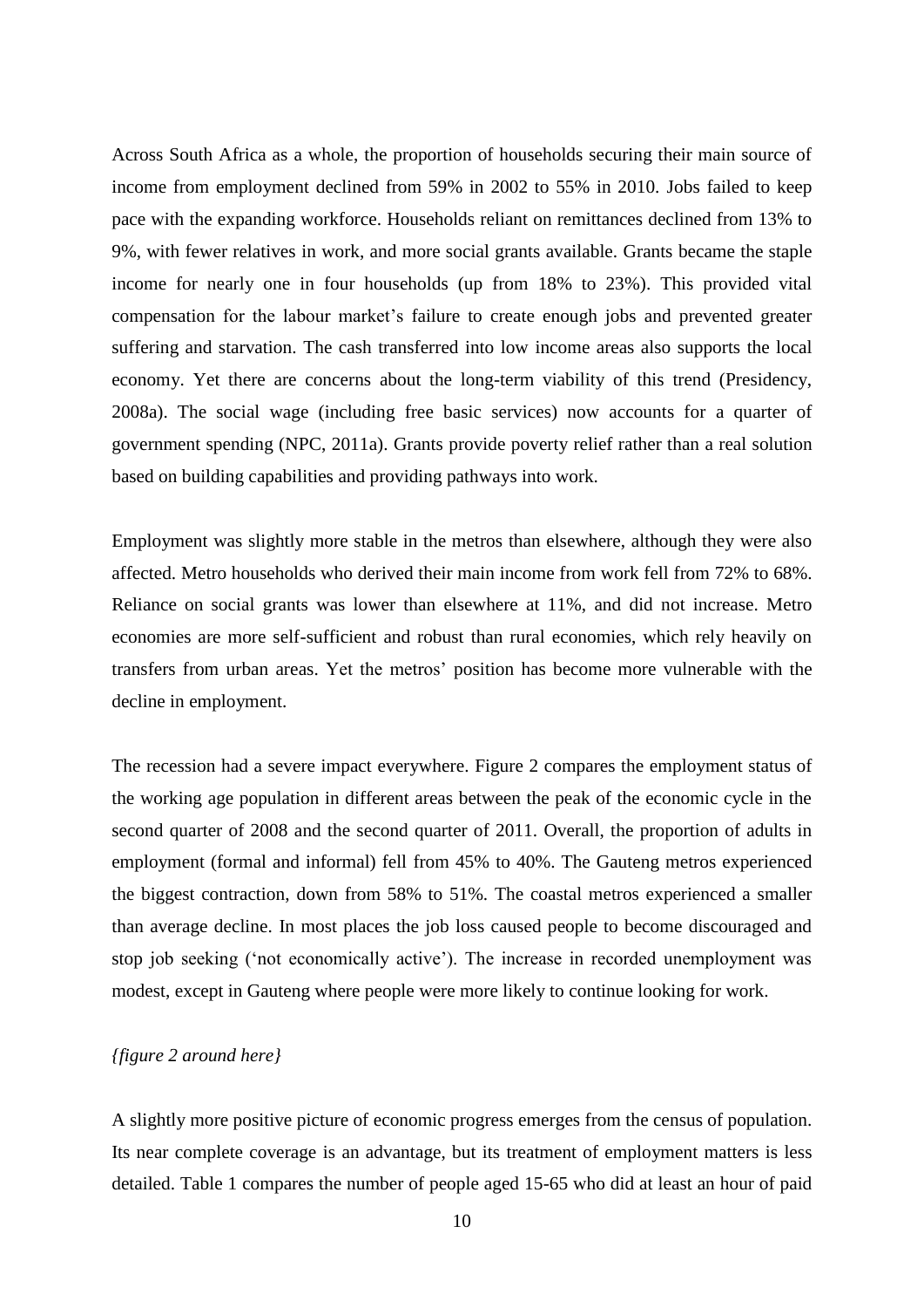Across South Africa as a whole, the proportion of households securing their main source of income from employment declined from 59% in 2002 to 55% in 2010. Jobs failed to keep pace with the expanding workforce. Households reliant on remittances declined from 13% to 9%, with fewer relatives in work, and more social grants available. Grants became the staple income for nearly one in four households (up from 18% to 23%). This provided vital compensation for the labour market's failure to create enough jobs and prevented greater suffering and starvation. The cash transferred into low income areas also supports the local economy. Yet there are concerns about the long-term viability of this trend (Presidency, 2008a). The social wage (including free basic services) now accounts for a quarter of government spending (NPC, 2011a). Grants provide poverty relief rather than a real solution based on building capabilities and providing pathways into work.

Employment was slightly more stable in the metros than elsewhere, although they were also affected. Metro households who derived their main income from work fell from 72% to 68%. Reliance on social grants was lower than elsewhere at 11%, and did not increase. Metro economies are more self-sufficient and robust than rural economies, which rely heavily on transfers from urban areas. Yet the metros' position has become more vulnerable with the decline in employment.

The recession had a severe impact everywhere. Figure 2 compares the employment status of the working age population in different areas between the peak of the economic cycle in the second quarter of 2008 and the second quarter of 2011. Overall, the proportion of adults in employment (formal and informal) fell from 45% to 40%. The Gauteng metros experienced the biggest contraction, down from 58% to 51%. The coastal metros experienced a smaller than average decline. In most places the job loss caused people to become discouraged and stop job seeking ('not economically active'). The increase in recorded unemployment was modest, except in Gauteng where people were more likely to continue looking for work.

*{figure 2 around here}*

A slightly more positive picture of economic progress emerges from the census of population. Its near complete coverage is an advantage, but its treatment of employment matters is less detailed. Table 1 compares the number of people aged 15-65 who did at least an hour of paid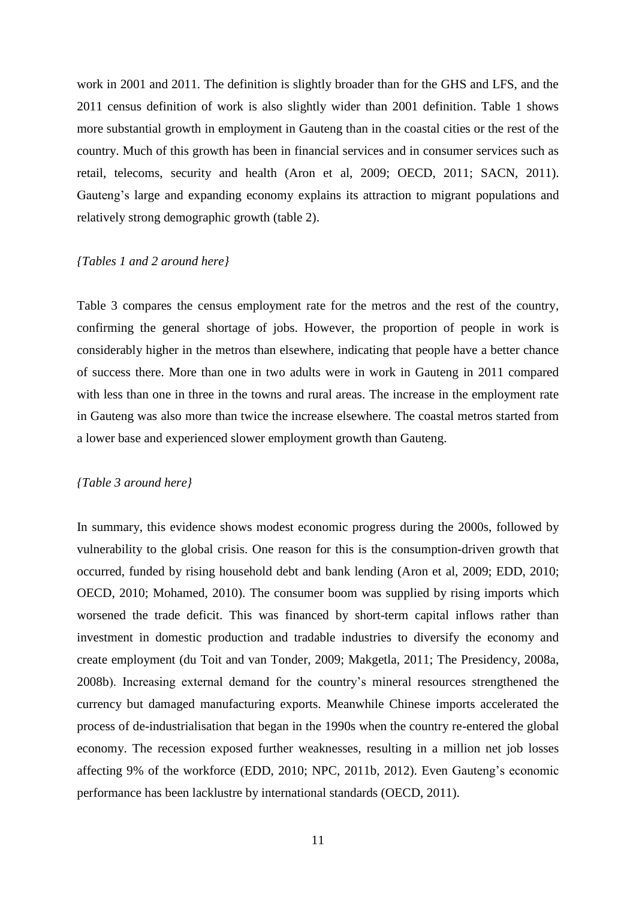work in 2001 and 2011. The definition is slightly broader than for the GHS and LFS, and the 2011 census definition of work is also slightly wider than 2001 definition. Table 1 shows more substantial growth in employment in Gauteng than in the coastal cities or the rest of the country. Much of this growth has been in financial services and in consumer services such as retail, telecoms, security and health (Aron et al, 2009; OECD, 2011; SACN, 2011). Gauteng's large and expanding economy explains its attraction to migrant populations and relatively strong demographic growth (table 2).

*{Tables 1 and 2 around here}*

Table 3 compares the census employment rate for the metros and the rest of the country, confirming the general shortage of jobs. However, the proportion of people in work is considerably higher in the metros than elsewhere, indicating that people have a better chance of success there. More than one in two adults were in work in Gauteng in 2011 compared with less than one in three in the towns and rural areas. The increase in the employment rate in Gauteng was also more than twice the increase elsewhere. The coastal metros started from a lower base and experienced slower employment growth than Gauteng.

*{Table 3 around here}*

In summary, this evidence shows modest economic progress during the 2000s, followed by vulnerability to the global crisis. One reason for this is the consumption-driven growth that occurred, funded by rising household debt and bank lending (Aron et al, 2009; EDD, 2010; OECD, 2010; Mohamed, 2010). The consumer boom was supplied by rising imports which worsened the trade deficit. This was financed by short-term capital inflows rather than investment in domestic production and tradable industries to diversify the economy and create employment (du Toit and van Tonder, 2009; Makgetla, 2011; The Presidency, 2008a, 2008b). Increasing external demand for the country's mineral resources strengthened the currency but damaged manufacturing exports. Meanwhile Chinese imports accelerated the process of de-industrialisation that began in the 1990s when the country re-entered the global economy. The recession exposed further weaknesses, resulting in a million net job losses affecting 9% of the workforce (EDD, 2010; NPC, 2011b, 2012). Even Gauteng's economic performance has been lacklustre by international standards (OECD, 2011).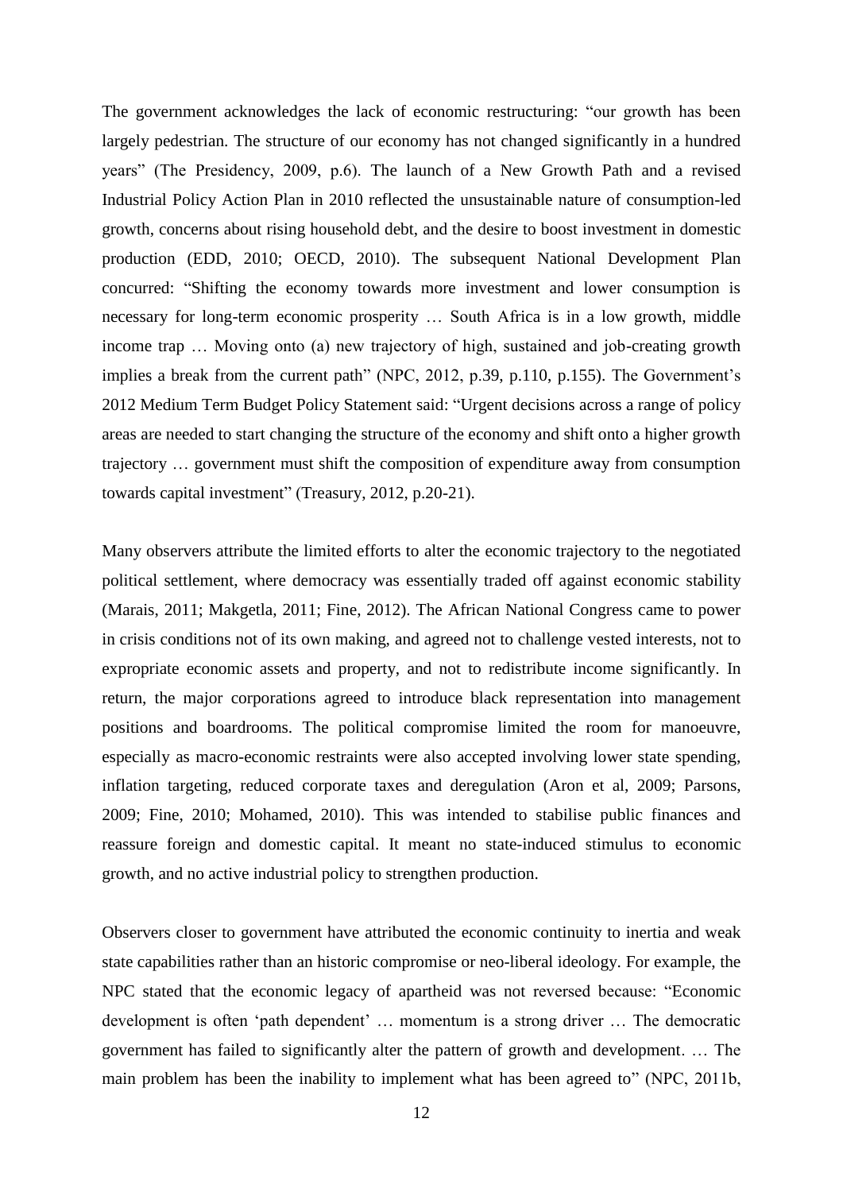The government acknowledges the lack of economic restructuring: "our growth has been largely pedestrian. The structure of our economy has not changed significantly in a hundred years" (The Presidency, 2009, p.6). The launch of a New Growth Path and a revised Industrial Policy Action Plan in 2010 reflected the unsustainable nature of consumption-led growth, concerns about rising household debt, and the desire to boost investment in domestic production (EDD, 2010; OECD, 2010). The subsequent National Development Plan concurred: "Shifting the economy towards more investment and lower consumption is necessary for long-term economic prosperity … South Africa is in a low growth, middle income trap … Moving onto (a) new trajectory of high, sustained and job-creating growth implies a break from the current path" (NPC, 2012, p.39, p.110, p.155). The Government's 2012 Medium Term Budget Policy Statement said: "Urgent decisions across a range of policy areas are needed to start changing the structure of the economy and shift onto a higher growth trajectory … government must shift the composition of expenditure away from consumption towards capital investment" (Treasury, 2012, p.20-21).

Many observers attribute the limited efforts to alter the economic trajectory to the negotiated political settlement, where democracy was essentially traded off against economic stability (Marais, 2011; Makgetla, 2011; Fine, 2012). The African National Congress came to power in crisis conditions not of its own making, and agreed not to challenge vested interests, not to expropriate economic assets and property, and not to redistribute income significantly. In return, the major corporations agreed to introduce black representation into management positions and boardrooms. The political compromise limited the room for manoeuvre, especially as macro-economic restraints were also accepted involving lower state spending, inflation targeting, reduced corporate taxes and deregulation (Aron et al, 2009; Parsons, 2009; Fine, 2010; Mohamed, 2010). This was intended to stabilise public finances and reassure foreign and domestic capital. It meant no state-induced stimulus to economic growth, and no active industrial policy to strengthen production.

Observers closer to government have attributed the economic continuity to inertia and weak state capabilities rather than an historic compromise or neo-liberal ideology. For example, the NPC stated that the economic legacy of apartheid was not reversed because: "Economic development is often 'path dependent' … momentum is a strong driver … The democratic government has failed to significantly alter the pattern of growth and development. … The main problem has been the inability to implement what has been agreed to" (NPC, 2011b,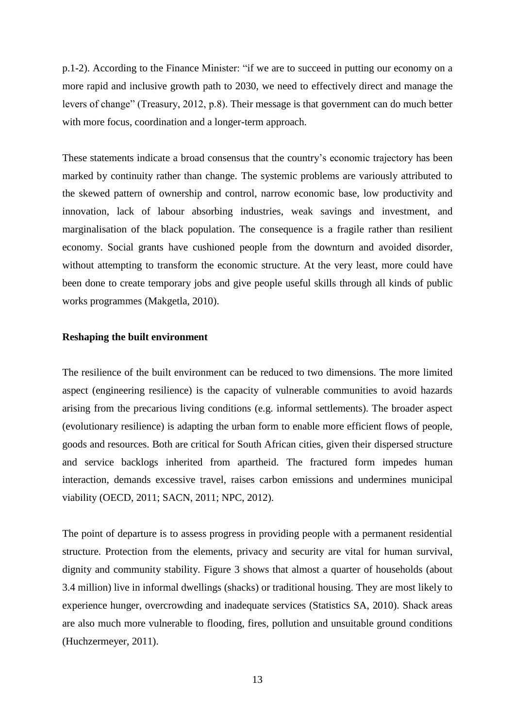p.1-2). According to the Finance Minister: "if we are to succeed in putting our economy on a more rapid and inclusive growth path to 2030, we need to effectively direct and manage the levers of change" (Treasury, 2012, p.8). Their message is that government can do much better with more focus, coordination and a longer-term approach.

These statements indicate a broad consensus that the country's economic trajectory has been marked by continuity rather than change. The systemic problems are variously attributed to the skewed pattern of ownership and control, narrow economic base, low productivity and innovation, lack of labour absorbing industries, weak savings and investment, and marginalisation of the black population. The consequence is a fragile rather than resilient economy. Social grants have cushioned people from the downturn and avoided disorder, without attempting to transform the economic structure. At the very least, more could have been done to create temporary jobs and give people useful skills through all kinds of public works programmes (Makgetla, 2010).

**Reshaping the built environment**

The resilience of the built environment can be reduced to two dimensions. The more limited aspect (engineering resilience) is the capacity of vulnerable communities to avoid hazards arising from the precarious living conditions (e.g. informal settlements). The broader aspect (evolutionary resilience) is adapting the urban form to enable more efficient flows of people, goods and resources. Both are critical for South African cities, given their dispersed structure and service backlogs inherited from apartheid. The fractured form impedes human interaction, demands excessive travel, raises carbon emissions and undermines municipal viability (OECD, 2011; SACN, 2011; NPC, 2012).

The point of departure is to assess progress in providing people with a permanent residential structure. Protection from the elements, privacy and security are vital for human survival, dignity and community stability. Figure 3 shows that almost a quarter of households (about 3.4 million) live in informal dwellings (shacks) or traditional housing. They are most likely to experience hunger, overcrowding and inadequate services (Statistics SA, 2010). Shack areas are also much more vulnerable to flooding, fires, pollution and unsuitable ground conditions (Huchzermeyer, 2011).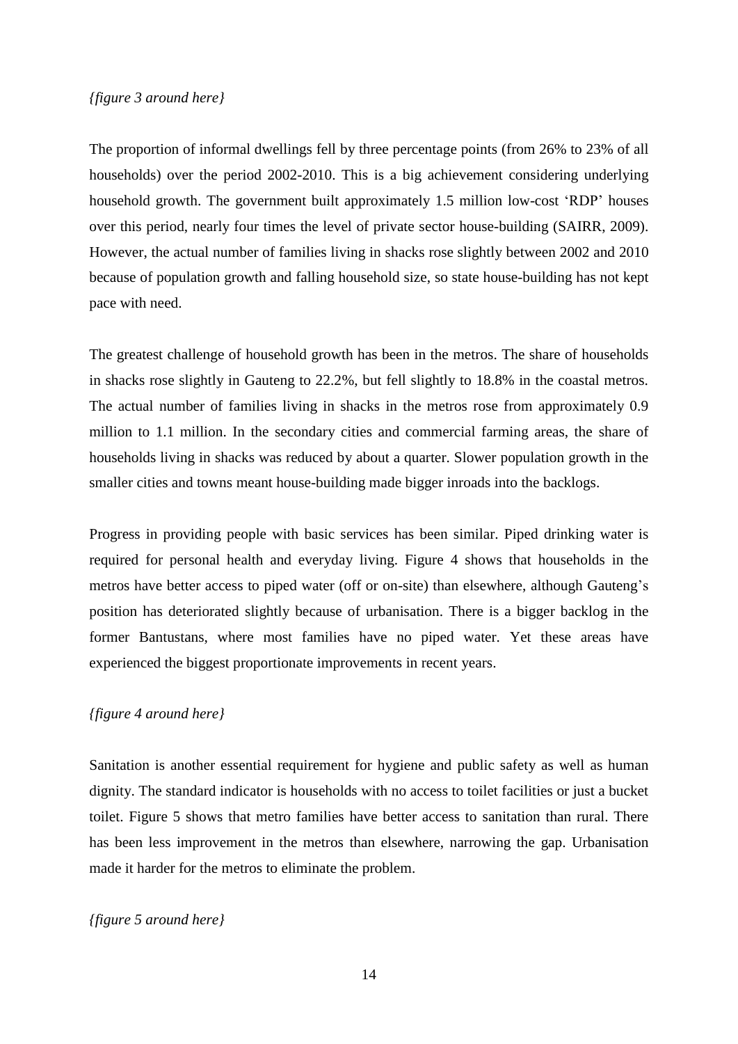*{figure 3 around here}*

The proportion of informal dwellings fell by three percentage points (from 26% to 23% of all households) over the period 2002-2010. This is a big achievement considering underlying household growth. The government built approximately 1.5 million low-cost 'RDP' houses over this period, nearly four times the level of private sector house-building (SAIRR, 2009). However, the actual number of families living in shacks rose slightly between 2002 and 2010 because of population growth and falling household size, so state house-building has not kept pace with need.

The greatest challenge of household growth has been in the metros. The share of households in shacks rose slightly in Gauteng to 22.2%, but fell slightly to 18.8% in the coastal metros. The actual number of families living in shacks in the metros rose from approximately 0.9 million to 1.1 million. In the secondary cities and commercial farming areas, the share of households living in shacks was reduced by about a quarter. Slower population growth in the smaller cities and towns meant house-building made bigger inroads into the backlogs.

Progress in providing people with basic services has been similar. Piped drinking water is required for personal health and everyday living. Figure 4 shows that households in the metros have better access to piped water (off or on-site) than elsewhere, although Gauteng's position has deteriorated slightly because of urbanisation. There is a bigger backlog in the former Bantustans, where most families have no piped water. Yet these areas have experienced the biggest proportionate improvements in recent years.

*{figure 4 around here}*

Sanitation is another essential requirement for hygiene and public safety as well as human dignity. The standard indicator is households with no access to toilet facilities or just a bucket toilet. Figure 5 shows that metro families have better access to sanitation than rural. There has been less improvement in the metros than elsewhere, narrowing the gap. Urbanisation made it harder for the metros to eliminate the problem.

*{figure 5 around here}*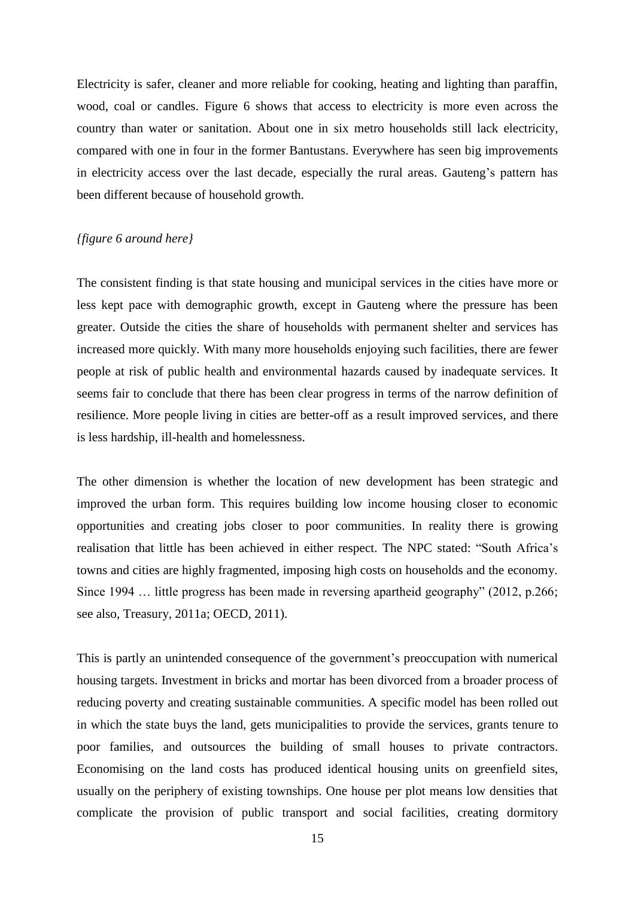Electricity is safer, cleaner and more reliable for cooking, heating and lighting than paraffin, wood, coal or candles. Figure 6 shows that access to electricity is more even across the country than water or sanitation. About one in six metro households still lack electricity, compared with one in four in the former Bantustans. Everywhere has seen big improvements in electricity access over the last decade, especially the rural areas. Gauteng's pattern has been different because of household growth.

*{figure 6 around here}*

The consistent finding is that state housing and municipal services in the cities have more or less kept pace with demographic growth, except in Gauteng where the pressure has been greater. Outside the cities the share of households with permanent shelter and services has increased more quickly. With many more households enjoying such facilities, there are fewer people at risk of public health and environmental hazards caused by inadequate services. It seems fair to conclude that there has been clear progress in terms of the narrow definition of resilience. More people living in cities are better-off as a result improved services, and there is less hardship, ill-health and homelessness.

The other dimension is whether the location of new development has been strategic and improved the urban form. This requires building low income housing closer to economic opportunities and creating jobs closer to poor communities. In reality there is growing realisation that little has been achieved in either respect. The NPC stated: "South Africa's towns and cities are highly fragmented, imposing high costs on households and the economy. Since 1994 … little progress has been made in reversing apartheid geography" (2012, p.266; see also, Treasury, 2011a; OECD, 2011).

This is partly an unintended consequence of the government's preoccupation with numerical housing targets. Investment in bricks and mortar has been divorced from a broader process of reducing poverty and creating sustainable communities. A specific model has been rolled out in which the state buys the land, gets municipalities to provide the services, grants tenure to poor families, and outsources the building of small houses to private contractors. Economising on the land costs has produced identical housing units on greenfield sites, usually on the periphery of existing townships. One house per plot means low densities that complicate the provision of public transport and social facilities, creating dormitory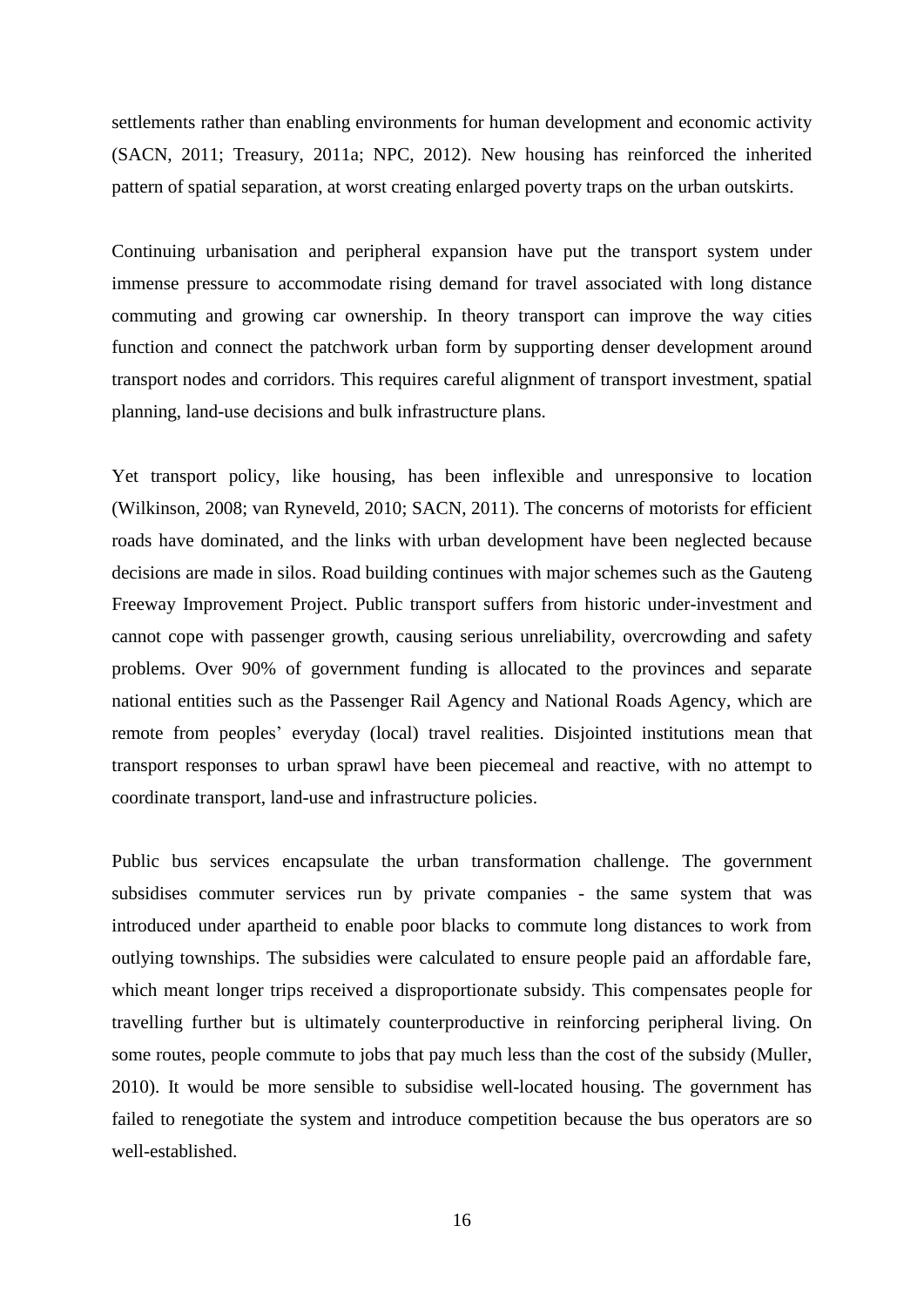settlements rather than enabling environments for human development and economic activity (SACN, 2011; Treasury, 2011a; NPC, 2012). New housing has reinforced the inherited pattern of spatial separation, at worst creating enlarged poverty traps on the urban outskirts.

Continuing urbanisation and peripheral expansion have put the transport system under immense pressure to accommodate rising demand for travel associated with long distance commuting and growing car ownership. In theory transport can improve the way cities function and connect the patchwork urban form by supporting denser development around transport nodes and corridors. This requires careful alignment of transport investment, spatial planning, land-use decisions and bulk infrastructure plans.

Yet transport policy, like housing, has been inflexible and unresponsive to location (Wilkinson, 2008; van Ryneveld, 2010; SACN, 2011). The concerns of motorists for efficient roads have dominated, and the links with urban development have been neglected because decisions are made in silos. Road building continues with major schemes such as the Gauteng Freeway Improvement Project. Public transport suffers from historic under-investment and cannot cope with passenger growth, causing serious unreliability, overcrowding and safety problems. Over 90% of government funding is allocated to the provinces and separate national entities such as the Passenger Rail Agency and National Roads Agency, which are remote from peoples' everyday (local) travel realities. Disjointed institutions mean that transport responses to urban sprawl have been piecemeal and reactive, with no attempt to coordinate transport, land-use and infrastructure policies.

Public bus services encapsulate the urban transformation challenge. The government subsidises commuter services run by private companies - the same system that was introduced under apartheid to enable poor blacks to commute long distances to work from outlying townships. The subsidies were calculated to ensure people paid an affordable fare, which meant longer trips received a disproportionate subsidy. This compensates people for travelling further but is ultimately counterproductive in reinforcing peripheral living. On some routes, people commute to jobs that pay much less than the cost of the subsidy (Muller, 2010). It would be more sensible to subsidise well-located housing. The government has failed to renegotiate the system and introduce competition because the bus operators are so well-established.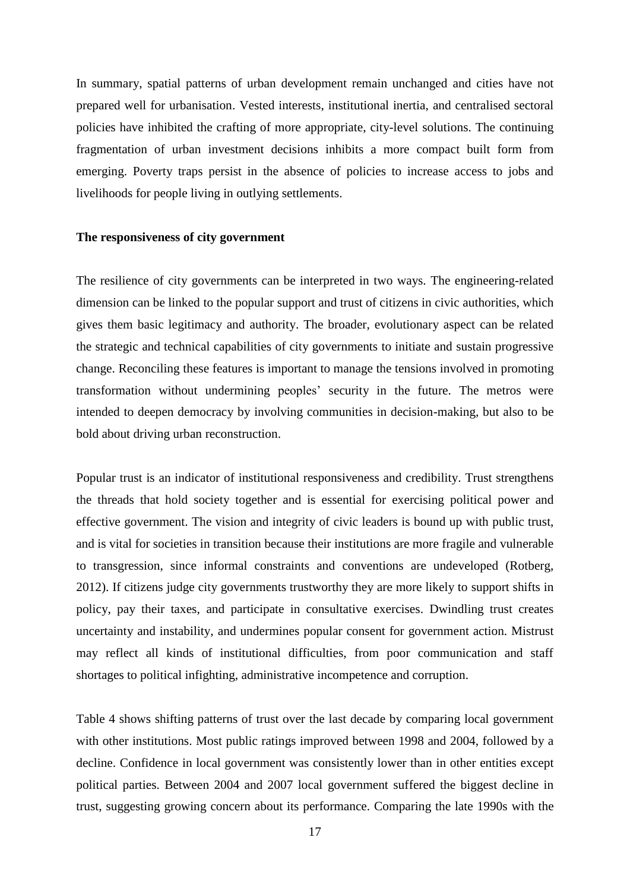In summary, spatial patterns of urban development remain unchanged and cities have not prepared well for urbanisation. Vested interests, institutional inertia, and centralised sectoral policies have inhibited the crafting of more appropriate, city-level solutions. The continuing fragmentation of urban investment decisions inhibits a more compact built form from emerging. Poverty traps persist in the absence of policies to increase access to jobs and livelihoods for people living in outlying settlements.

**The responsiveness of city government**

The resilience of city governments can be interpreted in two ways. The engineering-related dimension can be linked to the popular support and trust of citizens in civic authorities, which gives them basic legitimacy and authority. The broader, evolutionary aspect can be related the strategic and technical capabilities of city governments to initiate and sustain progressive change. Reconciling these features is important to manage the tensions involved in promoting transformation without undermining peoples' security in the future. The metros were intended to deepen democracy by involving communities in decision-making, but also to be bold about driving urban reconstruction.

Popular trust is an indicator of institutional responsiveness and credibility. Trust strengthens the threads that hold society together and is essential for exercising political power and effective government. The vision and integrity of civic leaders is bound up with public trust, and is vital for societies in transition because their institutions are more fragile and vulnerable to transgression, since informal constraints and conventions are undeveloped (Rotberg, 2012). If citizens judge city governments trustworthy they are more likely to support shifts in policy, pay their taxes, and participate in consultative exercises. Dwindling trust creates uncertainty and instability, and undermines popular consent for government action. Mistrust may reflect all kinds of institutional difficulties, from poor communication and staff shortages to political infighting, administrative incompetence and corruption.

Table 4 shows shifting patterns of trust over the last decade by comparing local government with other institutions. Most public ratings improved between 1998 and 2004, followed by a decline. Confidence in local government was consistently lower than in other entities except political parties. Between 2004 and 2007 local government suffered the biggest decline in trust, suggesting growing concern about its performance. Comparing the late 1990s with the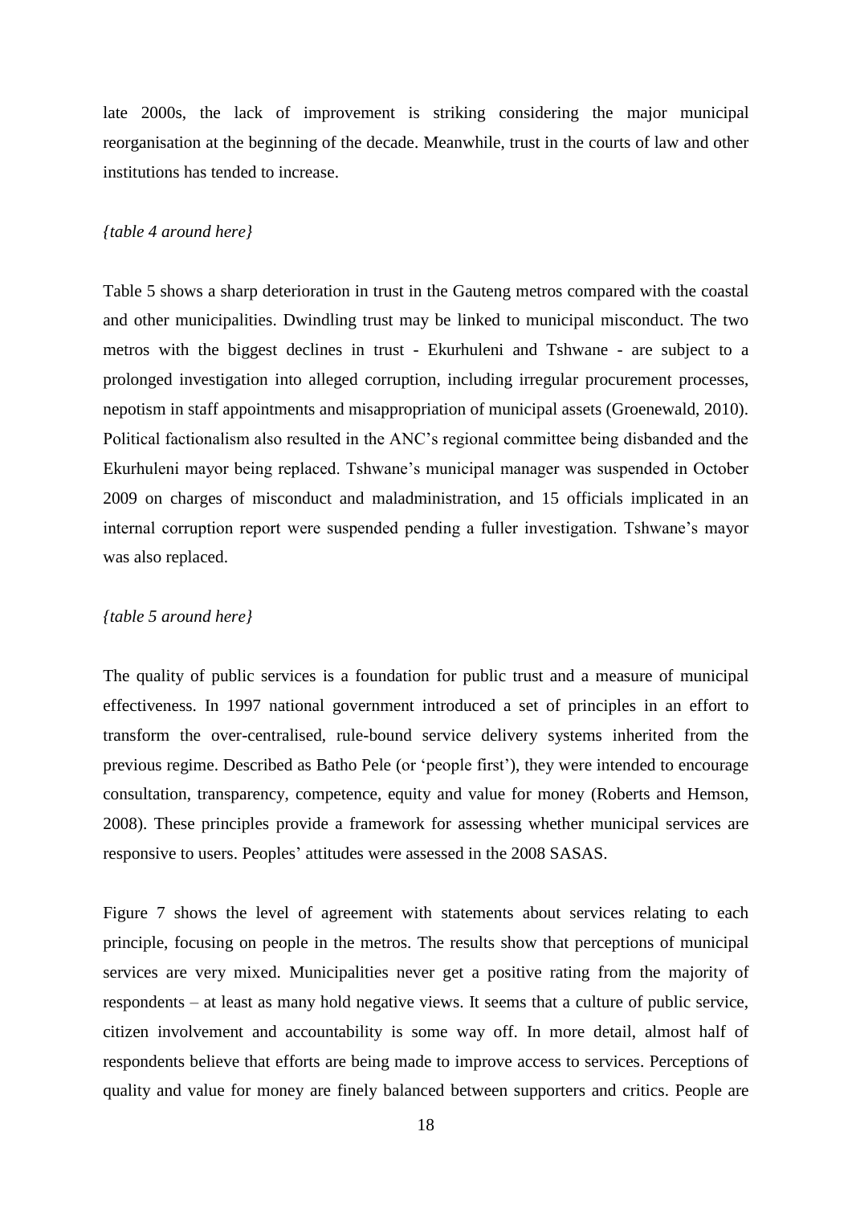late 2000s, the lack of improvement is striking considering the major municipal reorganisation at the beginning of the decade. Meanwhile, trust in the courts of law and other institutions has tended to increase.

*{table 4 around here}*

Table 5 shows a sharp deterioration in trust in the Gauteng metros compared with the coastal and other municipalities. Dwindling trust may be linked to municipal misconduct. The two metros with the biggest declines in trust - Ekurhuleni and Tshwane - are subject to a prolonged investigation into alleged corruption, including irregular procurement processes, nepotism in staff appointments and misappropriation of municipal assets (Groenewald, 2010). Political factionalism also resulted in the ANC's regional committee being disbanded and the Ekurhuleni mayor being replaced. Tshwane's municipal manager was suspended in October 2009 on charges of misconduct and maladministration, and 15 officials implicated in an internal corruption report were suspended pending a fuller investigation. Tshwane's mayor was also replaced.

*{table 5 around here}*

The quality of public services is a foundation for public trust and a measure of municipal effectiveness. In 1997 national government introduced a set of principles in an effort to transform the over-centralised, rule-bound service delivery systems inherited from the previous regime. Described as Batho Pele (or 'people first'), they were intended to encourage consultation, transparency, competence, equity and value for money (Roberts and Hemson, 2008). These principles provide a framework for assessing whether municipal services are responsive to users. Peoples' attitudes were assessed in the 2008 SASAS.

Figure 7 shows the level of agreement with statements about services relating to each principle, focusing on people in the metros. The results show that perceptions of municipal services are very mixed. Municipalities never get a positive rating from the majority of respondents – at least as many hold negative views. It seems that a culture of public service, citizen involvement and accountability is some way off. In more detail, almost half of respondents believe that efforts are being made to improve access to services. Perceptions of quality and value for money are finely balanced between supporters and critics. People are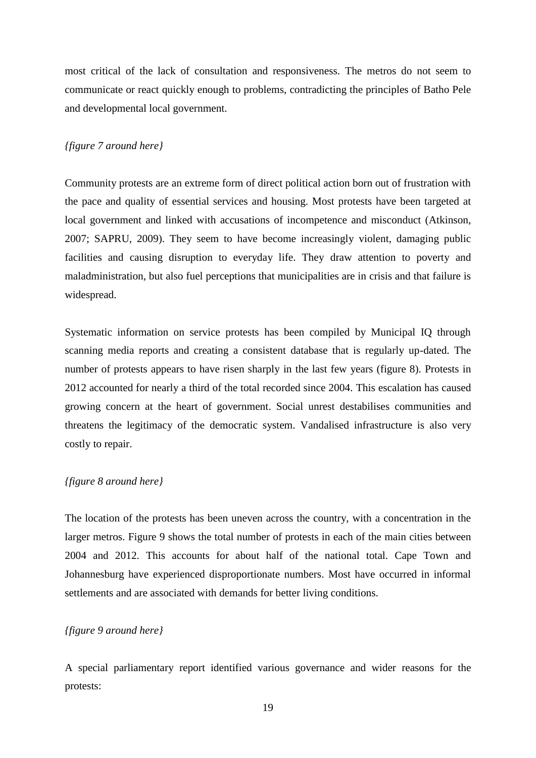most critical of the lack of consultation and responsiveness. The metros do not seem to communicate or react quickly enough to problems, contradicting the principles of Batho Pele and developmental local government.

*{figure 7 around here}*

Community protests are an extreme form of direct political action born out of frustration with the pace and quality of essential services and housing. Most protests have been targeted at local government and linked with accusations of incompetence and misconduct (Atkinson, 2007; SAPRU, 2009). They seem to have become increasingly violent, damaging public facilities and causing disruption to everyday life. They draw attention to poverty and maladministration, but also fuel perceptions that municipalities are in crisis and that failure is widespread.

Systematic information on service protests has been compiled by Municipal IQ through scanning media reports and creating a consistent database that is regularly up-dated. The number of protests appears to have risen sharply in the last few years (figure 8). Protests in 2012 accounted for nearly a third of the total recorded since 2004. This escalation has caused growing concern at the heart of government. Social unrest destabilises communities and threatens the legitimacy of the democratic system. Vandalised infrastructure is also very costly to repair.

*{figure 8 around here}*

The location of the protests has been uneven across the country, with a concentration in the larger metros. Figure 9 shows the total number of protests in each of the main cities between 2004 and 2012. This accounts for about half of the national total. Cape Town and Johannesburg have experienced disproportionate numbers. Most have occurred in informal settlements and are associated with demands for better living conditions.

*{figure 9 around here}*

A special parliamentary report identified various governance and wider reasons for the protests: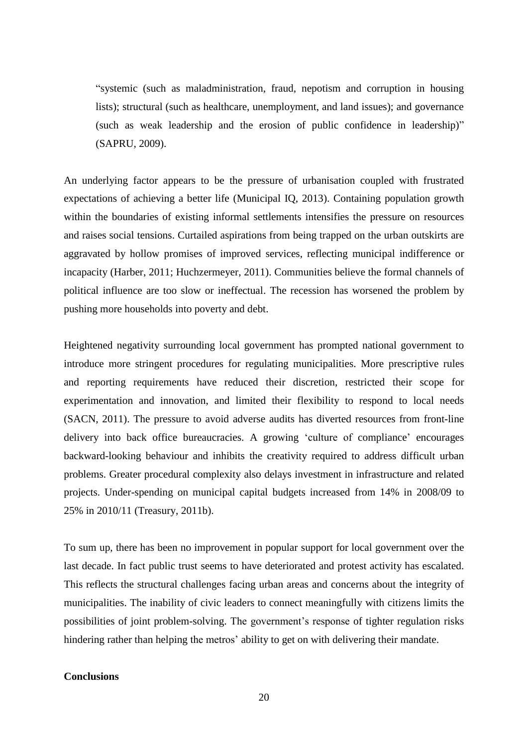> "systemic (such as maladministration, fraud, nepotism and corruption in housing lists); structural (such as healthcare, unemployment, and land issues); and governance (such as weak leadership and the erosion of public confidence in leadership)" (SAPRU, 2009).

An underlying factor appears to be the pressure of urbanisation coupled with frustrated expectations of achieving a better life (Municipal IQ, 2013). Containing population growth within the boundaries of existing informal settlements intensifies the pressure on resources and raises social tensions. Curtailed aspirations from being trapped on the urban outskirts are aggravated by hollow promises of improved services, reflecting municipal indifference or incapacity (Harber, 2011; Huchzermeyer, 2011). Communities believe the formal channels of political influence are too slow or ineffectual. The recession has worsened the problem by pushing more households into poverty and debt.

Heightened negativity surrounding local government has prompted national government to introduce more stringent procedures for regulating municipalities. More prescriptive rules and reporting requirements have reduced their discretion, restricted their scope for experimentation and innovation, and limited their flexibility to respond to local needs (SACN, 2011). The pressure to avoid adverse audits has diverted resources from front-line delivery into back office bureaucracies. A growing 'culture of compliance' encourages backward-looking behaviour and inhibits the creativity required to address difficult urban problems. Greater procedural complexity also delays investment in infrastructure and related projects. Under-spending on municipal capital budgets increased from 14% in 2008/09 to 25% in 2010/11 (Treasury, 2011b).

To sum up, there has been no improvement in popular support for local government over the last decade. In fact public trust seems to have deteriorated and protest activity has escalated. This reflects the structural challenges facing urban areas and concerns about the integrity of municipalities. The inability of civic leaders to connect meaningfully with citizens limits the possibilities of joint problem-solving. The government's response of tighter regulation risks hindering rather than helping the metros' ability to get on with delivering their mandate.

## Conclusions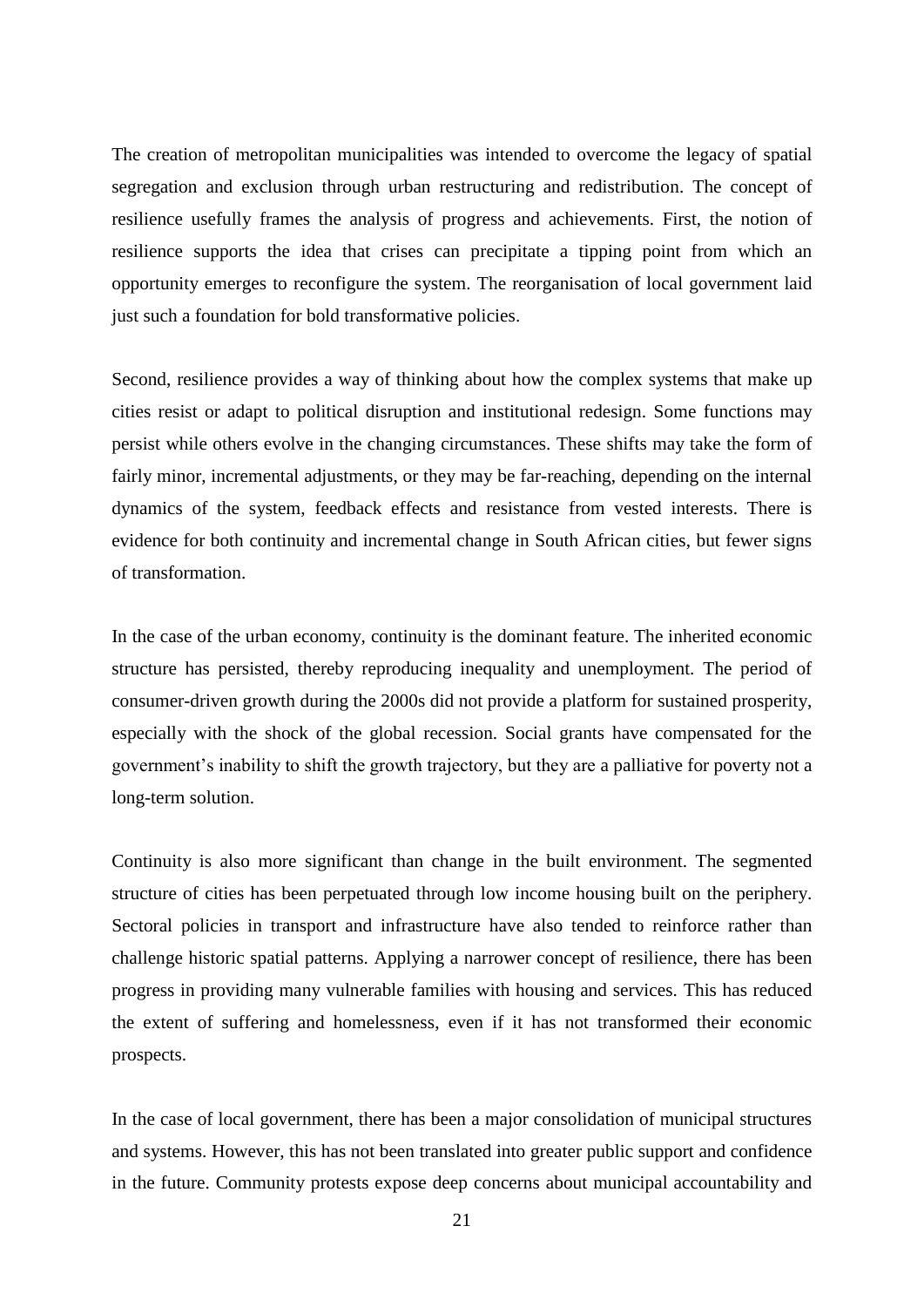The creation of metropolitan municipalities was intended to overcome the legacy of spatial segregation and exclusion through urban restructuring and redistribution. The concept of resilience usefully frames the analysis of progress and achievements. First, the notion of resilience supports the idea that crises can precipitate a tipping point from which an opportunity emerges to reconfigure the system. The reorganisation of local government laid just such a foundation for bold transformative policies.

Second, resilience provides a way of thinking about how the complex systems that make up cities resist or adapt to political disruption and institutional redesign. Some functions may persist while others evolve in the changing circumstances. These shifts may take the form of fairly minor, incremental adjustments, or they may be far-reaching, depending on the internal dynamics of the system, feedback effects and resistance from vested interests. There is evidence for both continuity and incremental change in South African cities, but fewer signs of transformation.

In the case of the urban economy, continuity is the dominant feature. The inherited economic structure has persisted, thereby reproducing inequality and unemployment. The period of consumer-driven growth during the 2000s did not provide a platform for sustained prosperity, especially with the shock of the global recession. Social grants have compensated for the government's inability to shift the growth trajectory, but they are a palliative for poverty not a long-term solution.

Continuity is also more significant than change in the built environment. The segmented structure of cities has been perpetuated through low income housing built on the periphery. Sectoral policies in transport and infrastructure have also tended to reinforce rather than challenge historic spatial patterns. Applying a narrower concept of resilience, there has been progress in providing many vulnerable families with housing and services. This has reduced the extent of suffering and homelessness, even if it has not transformed their economic prospects.

In the case of local government, there has been a major consolidation of municipal structures and systems. However, this has not been translated into greater public support and confidence in the future. Community protests expose deep concerns about municipal accountability and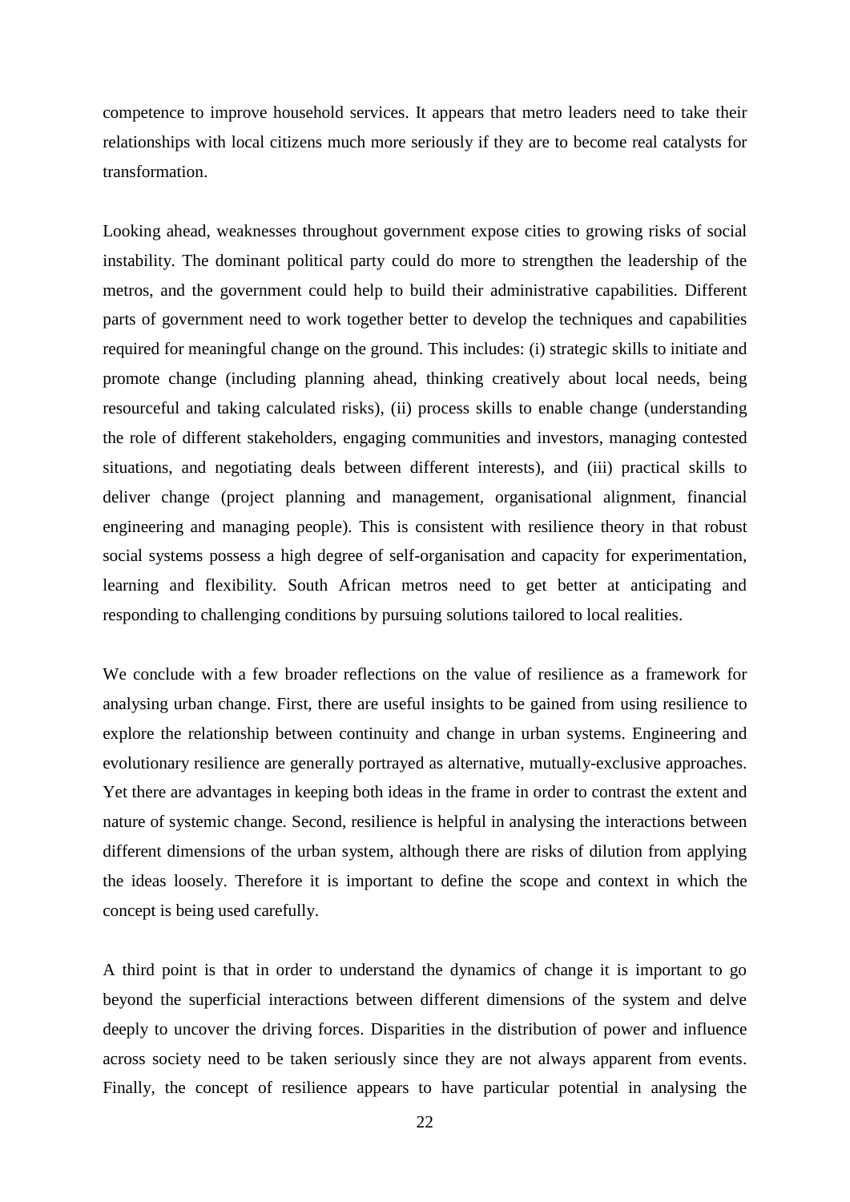competence to improve household services. It appears that metro leaders need to take their relationships with local citizens much more seriously if they are to become real catalysts for transformation.

Looking ahead, weaknesses throughout government expose cities to growing risks of social instability. The dominant political party could do more to strengthen the leadership of the metros, and the government could help to build their administrative capabilities. Different parts of government need to work together better to develop the techniques and capabilities required for meaningful change on the ground. This includes: (i) strategic skills to initiate and promote change (including planning ahead, thinking creatively about local needs, being resourceful and taking calculated risks), (ii) process skills to enable change (understanding the role of different stakeholders, engaging communities and investors, managing contested situations, and negotiating deals between different interests), and (iii) practical skills to deliver change (project planning and management, organisational alignment, financial engineering and managing people). This is consistent with resilience theory in that robust social systems possess a high degree of self-organisation and capacity for experimentation, learning and flexibility. South African metros need to get better at anticipating and responding to challenging conditions by pursuing solutions tailored to local realities.

We conclude with a few broader reflections on the value of resilience as a framework for analysing urban change. First, there are useful insights to be gained from using resilience to explore the relationship between continuity and change in urban systems. Engineering and evolutionary resilience are generally portrayed as alternative, mutually-exclusive approaches. Yet there are advantages in keeping both ideas in the frame in order to contrast the extent and nature of systemic change. Second, resilience is helpful in analysing the interactions between different dimensions of the urban system, although there are risks of dilution from applying the ideas loosely. Therefore it is important to define the scope and context in which the concept is being used carefully.

A third point is that in order to understand the dynamics of change it is important to go beyond the superficial interactions between different dimensions of the system and delve deeply to uncover the driving forces. Disparities in the distribution of power and influence across society need to be taken seriously since they are not always apparent from events. Finally, the concept of resilience appears to have particular potential in analysing the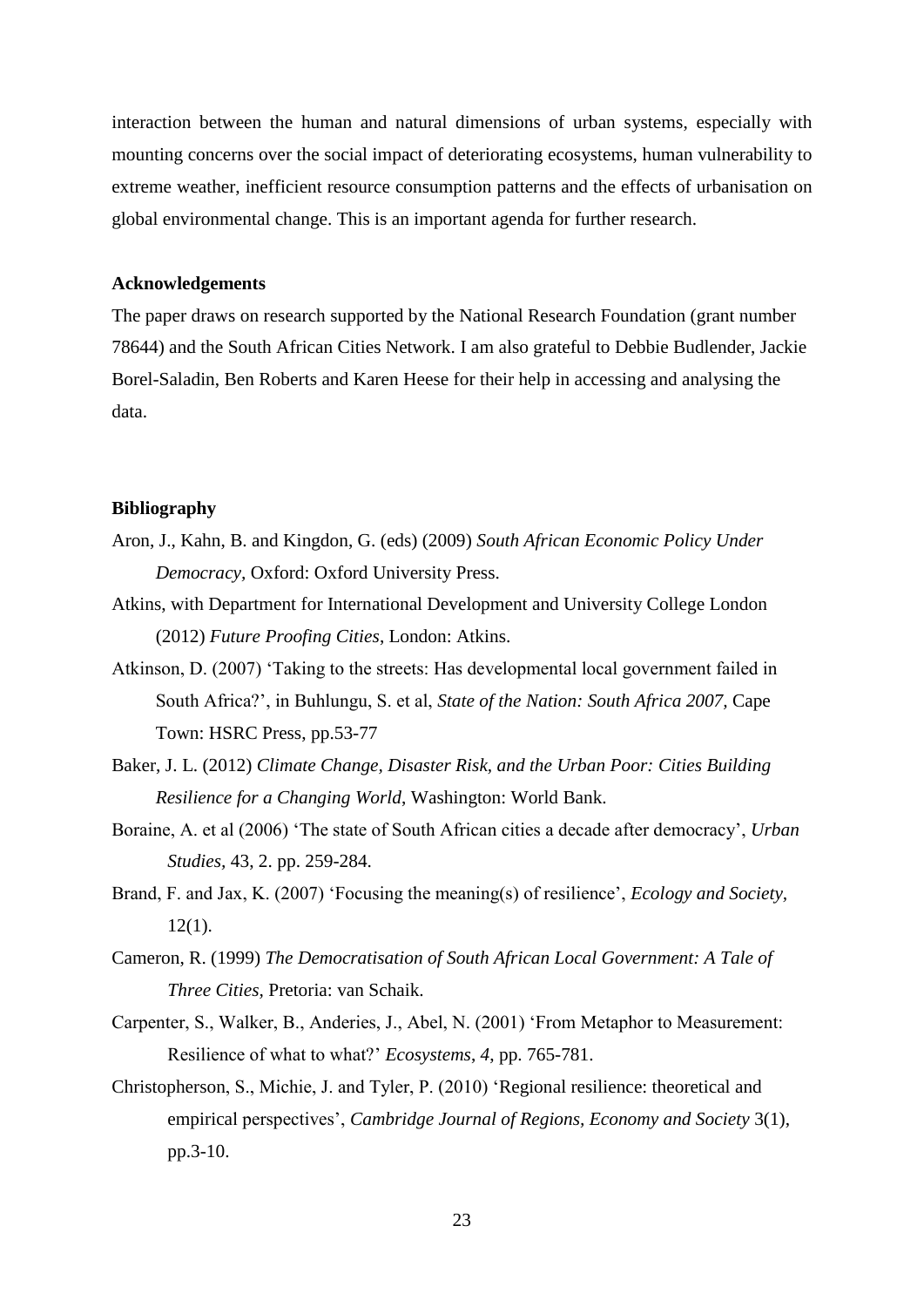interaction between the human and natural dimensions of urban systems, especially with mounting concerns over the social impact of deteriorating ecosystems, human vulnerability to extreme weather, inefficient resource consumption patterns and the effects of urbanisation on global environmental change. This is an important agenda for further research.

### Acknowledgements

The paper draws on research supported by the National Research Foundation (grant number 78644) and the South African Cities Network. I am also grateful to Debbie Budlender, Jackie Borel-Saladin, Ben Roberts and Karen Heese for their help in accessing and analysing the data.

### Bibliography

Aron, J., Kahn, B. and Kingdon, G. (eds) (2009) *South African Economic Policy Under Democracy*, Oxford: Oxford University Press.

Atkins, with Department for International Development and University College London (2012) *Future Proofing Cities*, London: Atkins.

Atkinson, D. (2007) 'Taking to the streets: Has developmental local government failed in South Africa?', in Buhlungu, S. et al, *State of the Nation: South Africa 2007*, Cape Town: HSRC Press, pp.53-77

Baker, J. L. (2012) *Climate Change, Disaster Risk, and the Urban Poor: Cities Building Resilience for a Changing World*, Washington: World Bank.

Boraine, A. et al (2006) 'The state of South African cities a decade after democracy', *Urban Studies*, 43, 2. pp. 259-284.

Brand, F. and Jax, K. (2007) 'Focusing the meaning(s) of resilience', *Ecology and Society*, 12(1).

Cameron, R. (1999) *The Democratisation of South African Local Government: A Tale of Three Cities*, Pretoria: van Schaik.

Carpenter, S., Walker, B., Anderies, J., Abel, N. (2001) 'From Metaphor to Measurement: Resilience of what to what?' *Ecosystems*, *4*, pp. 765-781.

Christopherson, S., Michie, J. and Tyler, P. (2010) 'Regional resilience: theoretical and empirical perspectives', *Cambridge Journal of Regions, Economy and Society* 3(1), pp.3-10.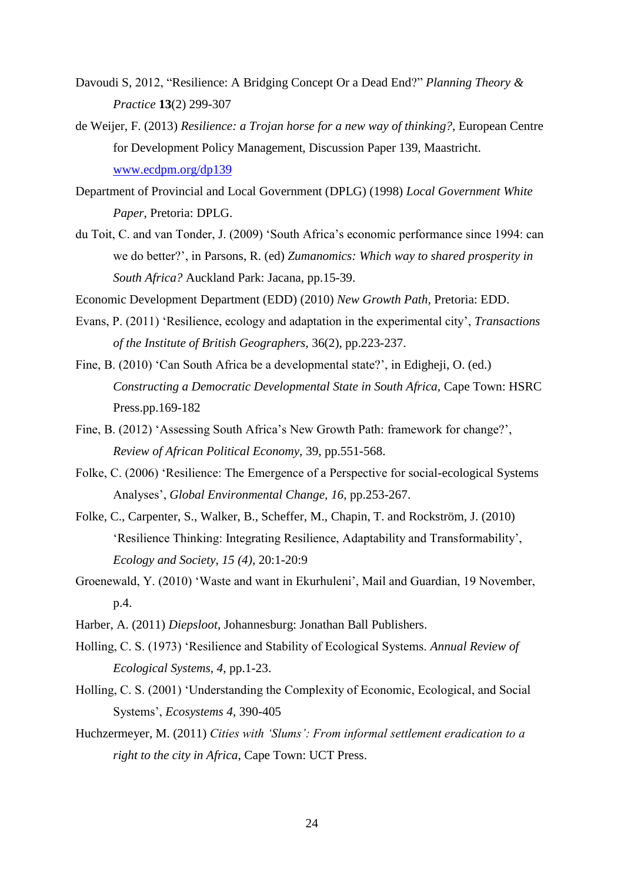Davoudi S, 2012, "Resilience: A Bridging Concept Or a Dead End?" *Planning Theory & Practice* **13**(2) 299-307

de Weijer, F. (2013) *Resilience: a Trojan horse for a new way of thinking?*, European Centre for Development Policy Management, Discussion Paper 139, Maastricht. www.ecdpm.org/dp139

Department of Provincial and Local Government (DPLG) (1998) *Local Government White Paper*, Pretoria: DPLG.

du Toit, C. and van Tonder, J. (2009) 'South Africa's economic performance since 1994: can we do better?', in Parsons, R. (ed) *Zumanomics: Which way to shared prosperity in South Africa?* Auckland Park: Jacana, pp.15-39.

Economic Development Department (EDD) (2010) *New Growth Path*, Pretoria: EDD.

Evans, P. (2011) 'Resilience, ecology and adaptation in the experimental city', *Transactions of the Institute of British Geographers,* 36(2), pp.223-237.

Fine, B. (2010) 'Can South Africa be a developmental state?', in Edigheji, O. (ed.) *Constructing a Democratic Developmental State in South Africa,* Cape Town: HSRC Press.pp.169-182

Fine, B. (2012) 'Assessing South Africa's New Growth Path: framework for change?', *Review of African Political Economy*, 39, pp.551-568.

Folke, C. (2006) 'Resilience: The Emergence of a Perspective for social-ecological Systems Analyses', *Global Environmental Change, 16*, pp.253-267.

Folke, C., Carpenter, S., Walker, B., Scheffer, M., Chapin, T. and Rockström, J. (2010) 'Resilience Thinking: Integrating Resilience, Adaptability and Transformability', *Ecology and Society, 15 (4)*, 20:1-20:9

Groenewald, Y. (2010) 'Waste and want in Ekurhuleni', Mail and Guardian, 19 November, p.4.

Harber, A. (2011) *Diepsloot*, Johannesburg: Jonathan Ball Publishers.

Holling, C. S. (1973) 'Resilience and Stability of Ecological Systems. *Annual Review of Ecological Systems, 4,* pp.1-23.

Holling, C. S. (2001) 'Understanding the Complexity of Economic, Ecological, and Social Systems', *Ecosystems 4,* 390-405

Huchzermeyer, M. (2011) *Cities with 'Slums': From informal settlement eradication to a right to the city in Africa*, Cape Town: UCT Press.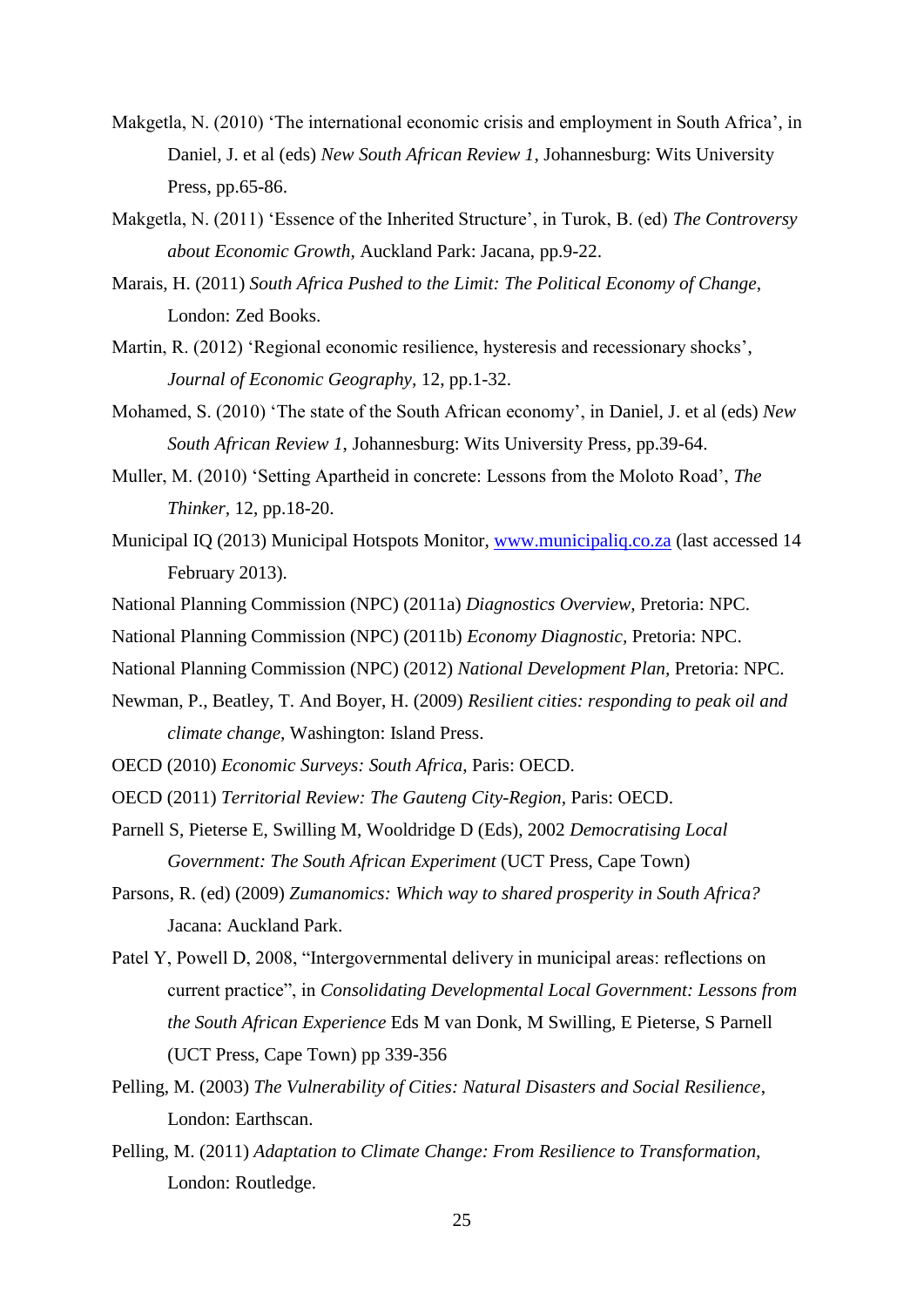Makgetla, N. (2010) 'The international economic crisis and employment in South Africa', in Daniel, J. et al (eds) *New South African Review 1*, Johannesburg: Wits University Press, pp.65-86.

Makgetla, N. (2011) 'Essence of the Inherited Structure', in Turok, B. (ed) *The Controversy about Economic Growth*, Auckland Park: Jacana, pp.9-22.

Marais, H. (2011) *South Africa Pushed to the Limit: The Political Economy of Change*, London: Zed Books.

Martin, R. (2012) 'Regional economic resilience, hysteresis and recessionary shocks', *Journal of Economic Geography*, 12, pp.1-32.

Mohamed, S. (2010) 'The state of the South African economy', in Daniel, J. et al (eds) *New South African Review 1*, Johannesburg: Wits University Press, pp.39-64.

Muller, M. (2010) 'Setting Apartheid in concrete: Lessons from the Moloto Road', *The Thinker*, 12, pp.18-20.

Municipal IQ (2013) Municipal Hotspots Monitor, [www.municipaliq.co.za](http://www.municipaliq.co.za) (last accessed 14 February 2013).

National Planning Commission (NPC) (2011a) *Diagnostics Overview*, Pretoria: NPC.

National Planning Commission (NPC) (2011b) *Economy Diagnostic*, Pretoria: NPC.

National Planning Commission (NPC) (2012) *National Development Plan*, Pretoria: NPC.

Newman, P., Beatley, T. And Boyer, H. (2009) *Resilient cities: responding to peak oil and climate change*, Washington: Island Press.

OECD (2010) *Economic Surveys: South Africa*, Paris: OECD.

OECD (2011) *Territorial Review: The Gauteng City-Region*, Paris: OECD.

Parnell S, Pieterse E, Swilling M, Wooldridge D (Eds), 2002 *Democratising Local Government: The South African Experiment* (UCT Press, Cape Town)

Parsons, R. (ed) (2009) *Zumanomics: Which way to shared prosperity in South Africa?* Jacana: Auckland Park.

Patel Y, Powell D, 2008, "Intergovernmental delivery in municipal areas: reflections on current practice", in *Consolidating Developmental Local Government: Lessons from the South African Experience* Eds M van Donk, M Swilling, E Pieterse, S Parnell (UCT Press, Cape Town) pp 339-356

Pelling, M. (2003) *The Vulnerability of Cities: Natural Disasters and Social Resilience*, London: Earthscan.

Pelling, M. (2011) *Adaptation to Climate Change: From Resilience to Transformation*, London: Routledge.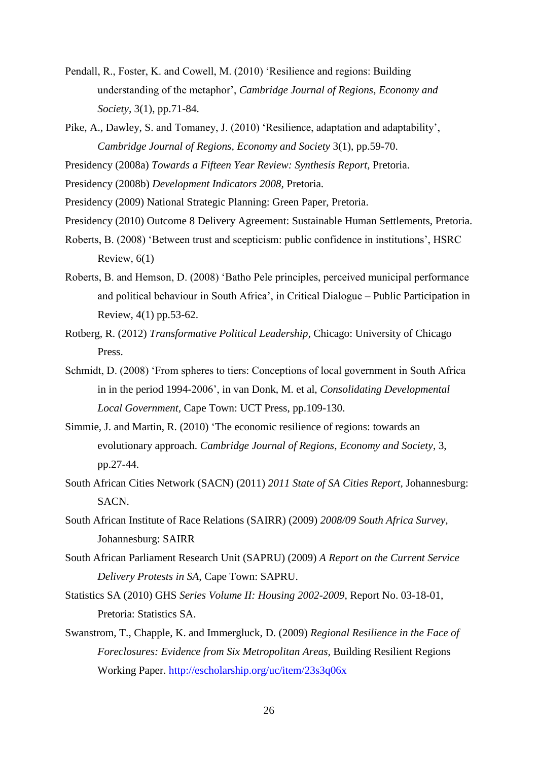Pendall, R., Foster, K. and Cowell, M. (2010) 'Resilience and regions: Building understanding of the metaphor', *Cambridge Journal of Regions, Economy and Society*, 3(1), pp.71-84.

Pike, A., Dawley, S. and Tomaney, J. (2010) 'Resilience, adaptation and adaptability', *Cambridge Journal of Regions, Economy and Society* 3(1), pp.59-70.

Presidency (2008a) *Towards a Fifteen Year Review: Synthesis Report*, Pretoria.

Presidency (2008b) *Development Indicators 2008*, Pretoria.

Presidency (2009) National Strategic Planning: Green Paper, Pretoria.

Presidency (2010) Outcome 8 Delivery Agreement: Sustainable Human Settlements, Pretoria.

Roberts, B. (2008) 'Between trust and scepticism: public confidence in institutions', HSRC Review, 6(1)

Roberts, B. and Hemson, D. (2008) 'Batho Pele principles, perceived municipal performance and political behaviour in South Africa', in Critical Dialogue – Public Participation in Review, 4(1) pp.53-62.

Rotberg, R. (2012) *Transformative Political Leadership*, Chicago: University of Chicago Press.

Schmidt, D. (2008) 'From spheres to tiers: Conceptions of local government in South Africa in in the period 1994-2006', in van Donk, M. et al, *Consolidating Developmental Local Government*, Cape Town: UCT Press, pp.109-130.

Simmie, J. and Martin, R. (2010) 'The economic resilience of regions: towards an evolutionary approach. *Cambridge Journal of Regions, Economy and Society*, 3, pp.27-44.

South African Cities Network (SACN) (2011) *2011 State of SA Cities Report*, Johannesburg: SACN.

South African Institute of Race Relations (SAIRR) (2009) *2008/09 South Africa Survey*, Johannesburg: SAIRR

South African Parliament Research Unit (SAPRU) (2009) *A Report on the Current Service Delivery Protests in SA*, Cape Town: SAPRU.

Statistics SA (2010) GHS *Series Volume II: Housing 2002-2009*, Report No. 03-18-01, Pretoria: Statistics SA.

Swanstrom, T., Chapple, K. and Immergluck, D. (2009) *Regional Resilience in the Face of Foreclosures: Evidence from Six Metropolitan Areas*, Building Resilient Regions Working Paper. http://escholarship.org/uc/item/23s3q06x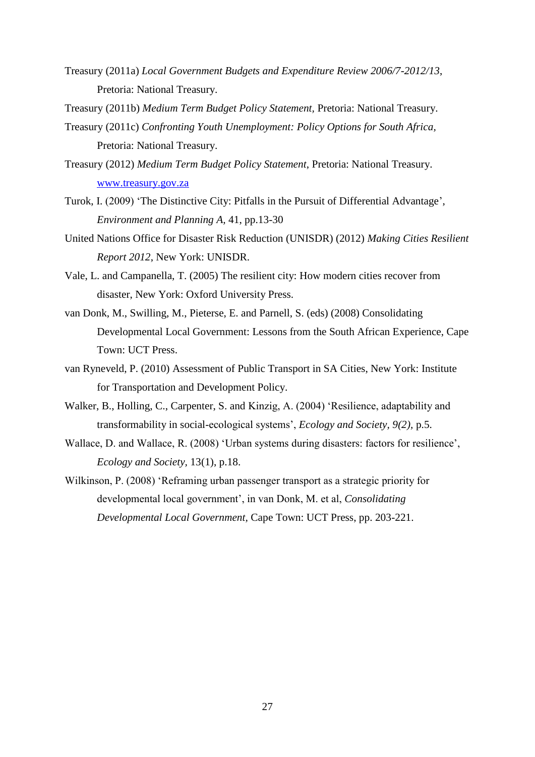Treasury (2011a) *Local Government Budgets and Expenditure Review 2006/7-2012/13*, Pretoria: National Treasury.

Treasury (2011b) *Medium Term Budget Policy Statement*, Pretoria: National Treasury.

Treasury (2011c) *Confronting Youth Unemployment: Policy Options for South Africa*, Pretoria: National Treasury.

Treasury (2012) *Medium Term Budget Policy Statement*, Pretoria: National Treasury. [www.treasury.gov.za](http://www.treasury.gov.za)

Turok, I. (2009) 'The Distinctive City: Pitfalls in the Pursuit of Differential Advantage', *Environment and Planning A*, 41, pp.13-30

United Nations Office for Disaster Risk Reduction (UNISDR) (2012) *Making Cities Resilient Report 2012*, New York: UNISDR.

Vale, L. and Campanella, T. (2005) The resilient city: How modern cities recover from disaster, New York: Oxford University Press.

van Donk, M., Swilling, M., Pieterse, E. and Parnell, S. (eds) (2008) Consolidating Developmental Local Government: Lessons from the South African Experience, Cape Town: UCT Press.

van Ryneveld, P. (2010) Assessment of Public Transport in SA Cities, New York: Institute for Transportation and Development Policy.

Walker, B., Holling, C., Carpenter, S. and Kinzig, A. (2004) 'Resilience, adaptability and transformability in social-ecological systems', *Ecology and Society, 9(2),* p.5.

Wallace, D. and Wallace, R. (2008) 'Urban systems during disasters: factors for resilience', *Ecology and Society*, 13(1), p.18.

Wilkinson, P. (2008) 'Reframing urban passenger transport as a strategic priority for developmental local government', in van Donk, M. et al, *Consolidating Developmental Local Government*, Cape Town: UCT Press, pp. 203-221.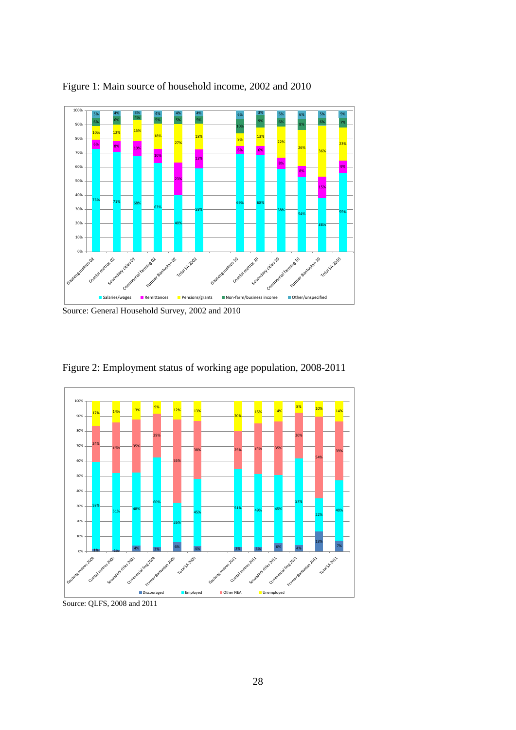Figure 1: Main source of household income, 2002 and 2010

Source: General Household Survey, 2002 and 2010

Figure 2: Employment status of working age population, 2008-2011

Source: QLFS, 2008 and 2011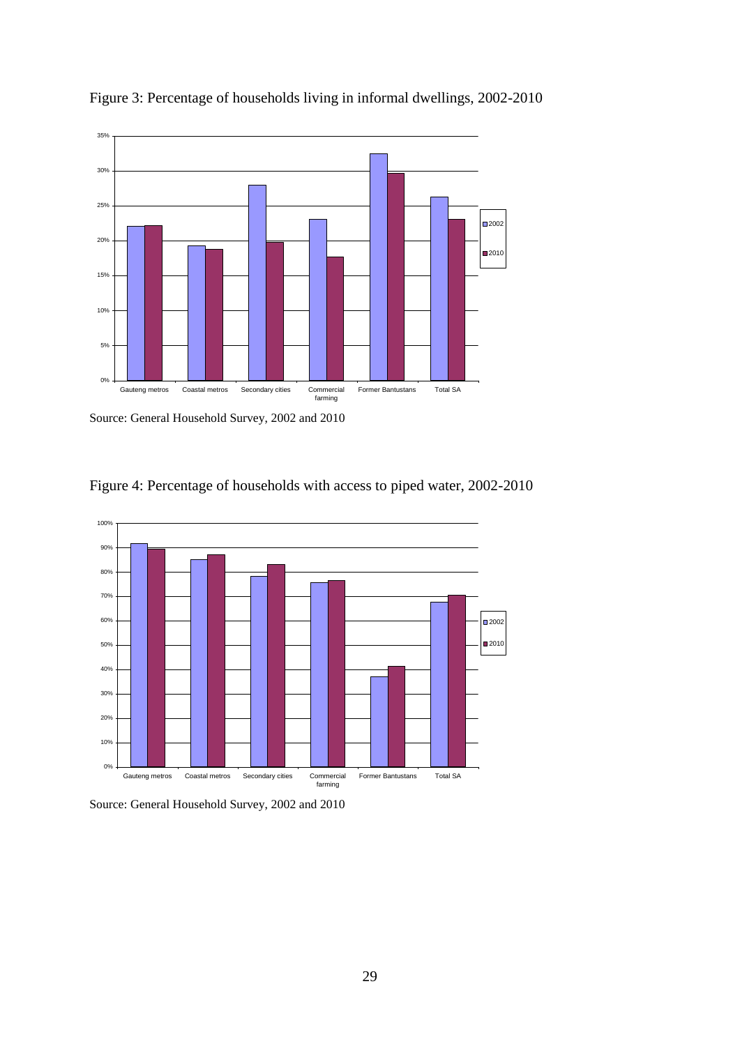Figure 3: Percentage of households living in informal dwellings, 2002-2010

Source: General Household Survey, 2002 and 2010

Figure 4: Percentage of households with access to piped water, 2002-2010

Source: General Household Survey, 2002 and 2010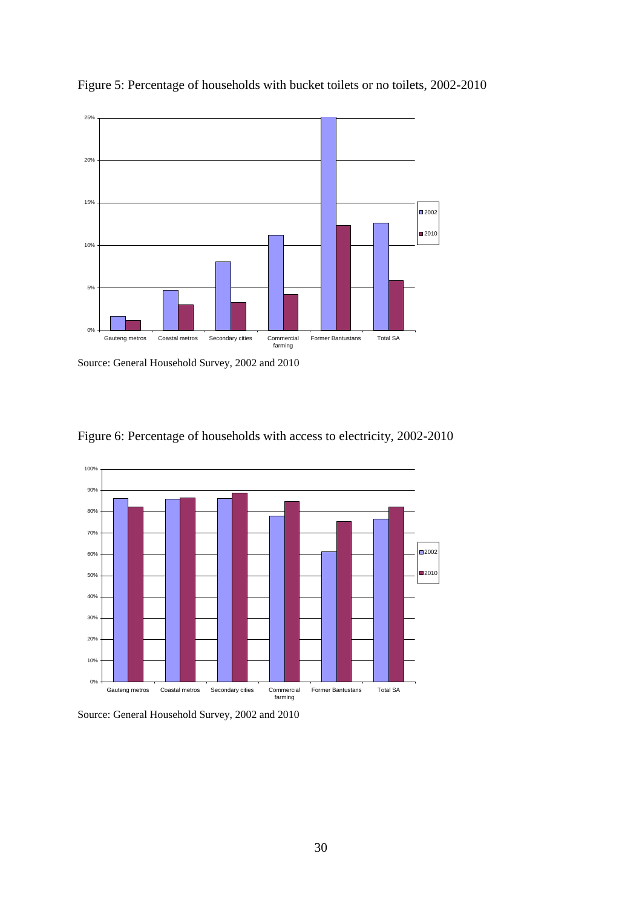Figure 5: Percentage of households with bucket toilets or no toilets, 2002-2010

Source: General Household Survey, 2002 and 2010

Figure 6: Percentage of households with access to electricity, 2002-2010

Source: General Household Survey, 2002 and 2010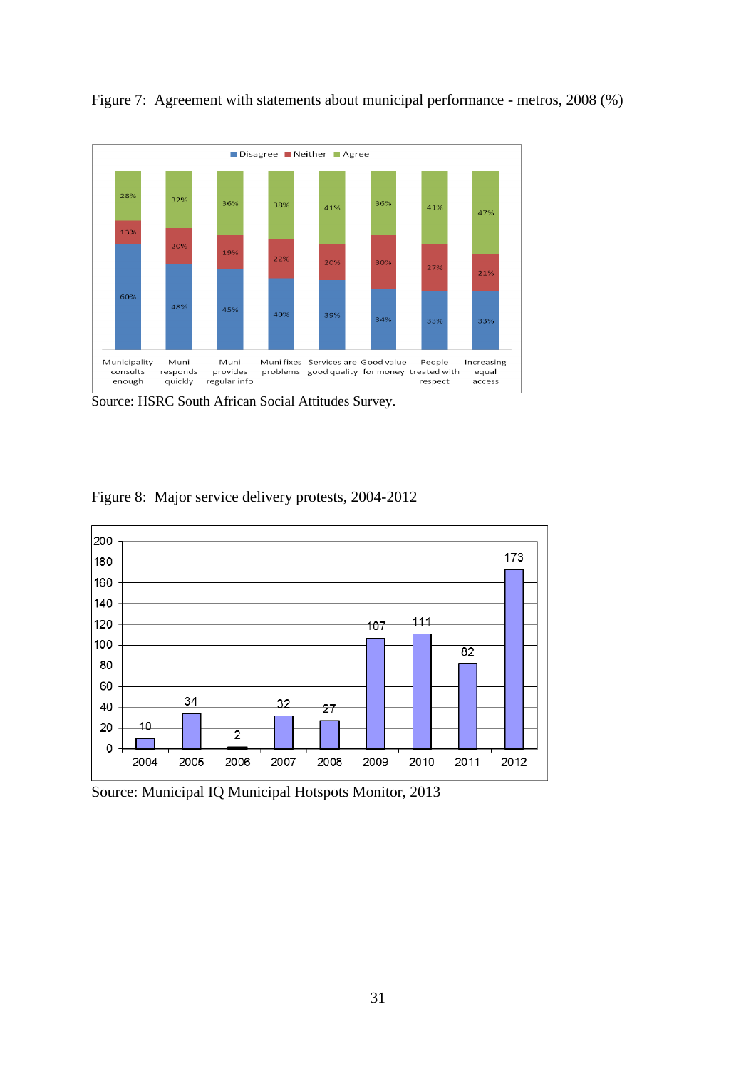Figure 7: Agreement with statements about municipal performance - metros, 2008 (%)

| | Disagree | Neither | Agree |
|---|---|---|---|
| Municipality consults enough | 60% | 13% | 28% |
| Muni responds quickly | 48% | 20% | 32% |
| Muni provides regular info | 45% | 19% | 36% |
| Muni fixes problems | 40% | 22% | 38% |
| Services are good quality | 39% | 20% | 41% |
| Good value for money | 34% | 30% | 36% |
| People treated with respect | 33% | 27% | 41% |
| Increasing equal access | 33% | 21% | 47% |

Source: HSRC South African Social Attitudes Survey.

Figure 8: Major service delivery protests, 2004-2012

| Year | Protests |
|---|---|
| 2004 | 10 |
| 2005 | 34 |
| 2006 | 2 |
| 2007 | 32 |
| 2008 | 27 |
| 2009 | 107 |
| 2010 | 111 |
| 2011 | 82 |
| 2012 | 173 |

Source: Municipal IQ Municipal Hotspots Monitor, 2013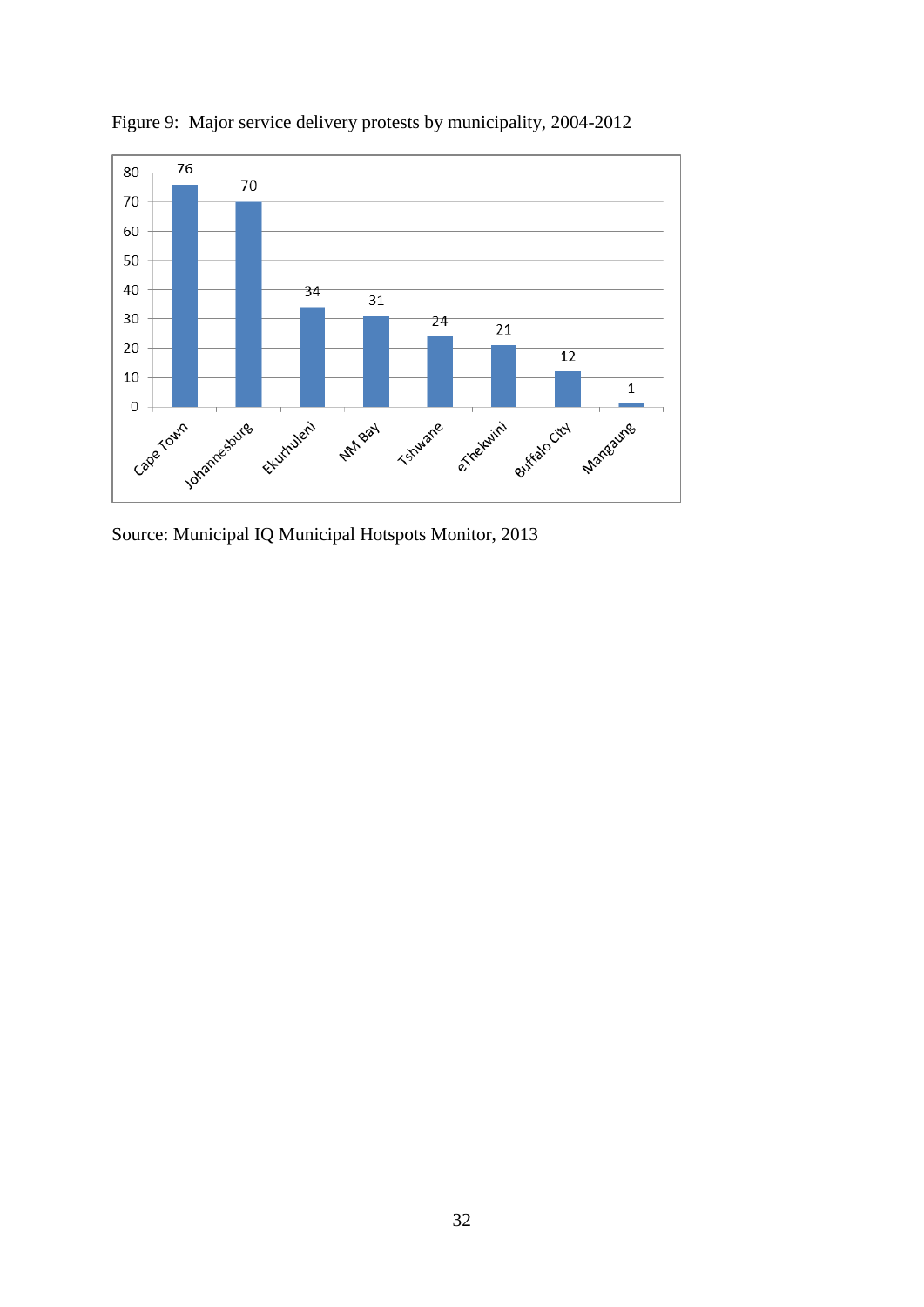Figure 9: Major service delivery protests by municipality, 2004-2012

| Municipality | Protests |
|---|---|
| Cape Town | 76 |
| Johannesburg | 70 |
| Ekurhuleni | 34 |
| NM Bay | 31 |
| Tshwane | 24 |
| eThekwini | 21 |
| Buffalo City | 12 |
| Mangaung | 1 |

Source: Municipal IQ Municipal Hotspots Monitor, 2013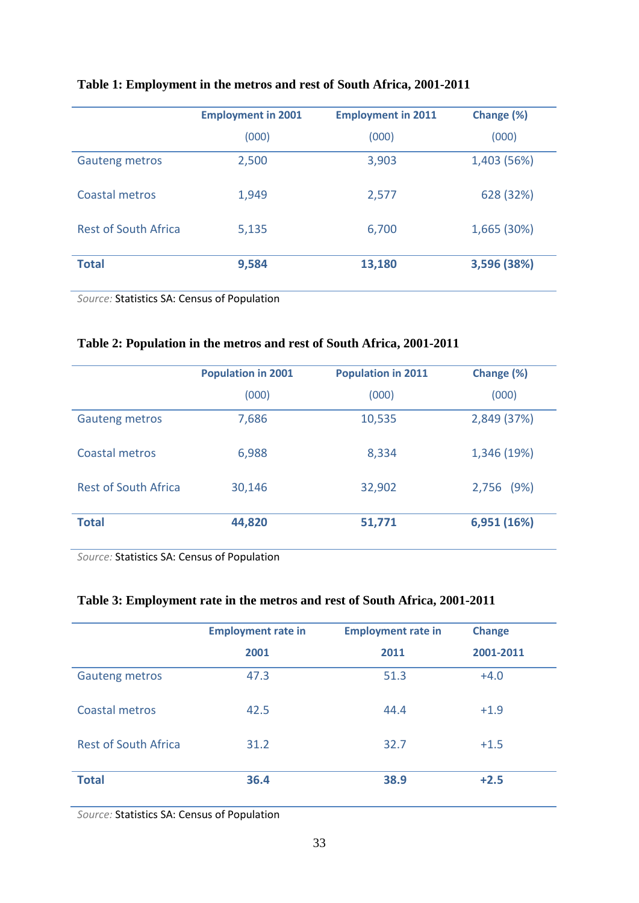**Table 1: Employment in the metros and rest of South Africa, 2001-2011**

| | Employment in 2001 (000) | Employment in 2011 (000) | Change (%) (000) |
|---|---|---|---|
| Gauteng metros | 2,500 | 3,903 | 1,403 (56%) |
| Coastal metros | 1,949 | 2,577 | 628 (32%) |
| Rest of South Africa | 5,135 | 6,700 | 1,665 (30%) |
| **Total** | **9,584** | **13,180** | **3,596 (38%)** |

*Source:* Statistics SA: Census of Population

**Table 2: Population in the metros and rest of South Africa, 2001-2011**

| | Population in 2001 (000) | Population in 2011 (000) | Change (%) (000) |
|---|---|---|---|
| Gauteng metros | 7,686 | 10,535 | 2,849 (37%) |
| Coastal metros | 6,988 | 8,334 | 1,346 (19%) |
| Rest of South Africa | 30,146 | 32,902 | 2,756 (9%) |
| **Total** | **44,820** | **51,771** | **6,951 (16%)** |

*Source:* Statistics SA: Census of Population

**Table 3: Employment rate in the metros and rest of South Africa, 2001-2011**

| | Employment rate in 2001 | Employment rate in 2011 | Change 2001-2011 |
|---|---|---|---|
| Gauteng metros | 47.3 | 51.3 | +4.0 |
| Coastal metros | 42.5 | 44.4 | +1.9 |
| Rest of South Africa | 31.2 | 32.7 | +1.5 |
| **Total** | **36.4** | **38.9** | **+2.5** |

*Source:* Statistics SA: Census of Population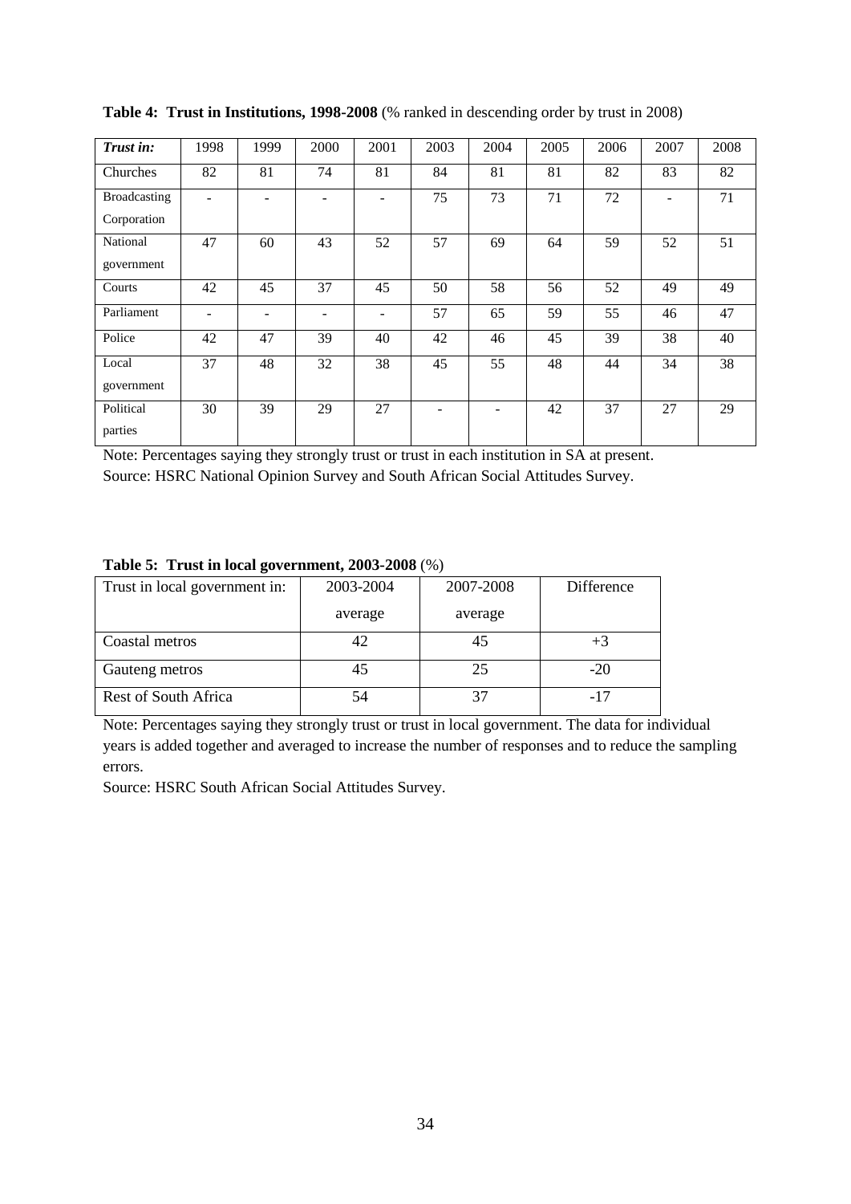**Table 4: Trust in Institutions, 1998-2008** (% ranked in descending order by trust in 2008)

| *Trust in:* | 1998 | 1999 | 2000 | 2001 | 2003 | 2004 | 2005 | 2006 | 2007 | 2008 |
|---|---|---|---|---|---|---|---|---|---|---|
| Churches | 82 | 81 | 74 | 81 | 84 | 81 | 81 | 82 | 83 | 82 |
| Broadcasting Corporation | - | - | - | - | 75 | 73 | 71 | 72 | - | 71 |
| National government | 47 | 60 | 43 | 52 | 57 | 69 | 64 | 59 | 52 | 51 |
| Courts | 42 | 45 | 37 | 45 | 50 | 58 | 56 | 52 | 49 | 49 |
| Parliament | - | - | - | - | 57 | 65 | 59 | 55 | 46 | 47 |
| Police | 42 | 47 | 39 | 40 | 42 | 46 | 45 | 39 | 38 | 40 |
| Local government | 37 | 48 | 32 | 38 | 45 | 55 | 48 | 44 | 34 | 38 |
| Political parties | 30 | 39 | 29 | 27 | - | - | 42 | 37 | 27 | 29 |

Note: Percentages saying they strongly trust or trust in each institution in SA at present.
Source: HSRC National Opinion Survey and South African Social Attitudes Survey.

**Table 5: Trust in local government, 2003-2008** (%)

| Trust in local government in: | 2003-2004 average | 2007-2008 average | Difference |
|---|---|---|---|
| Coastal metros | 42 | 45 | +3 |
| Gauteng metros | 45 | 25 | -20 |
| Rest of South Africa | 54 | 37 | -17 |

Note: Percentages saying they strongly trust or trust in local government. The data for individual years is added together and averaged to increase the number of responses and to reduce the sampling errors.
Source: HSRC South African Social Attitudes Survey.